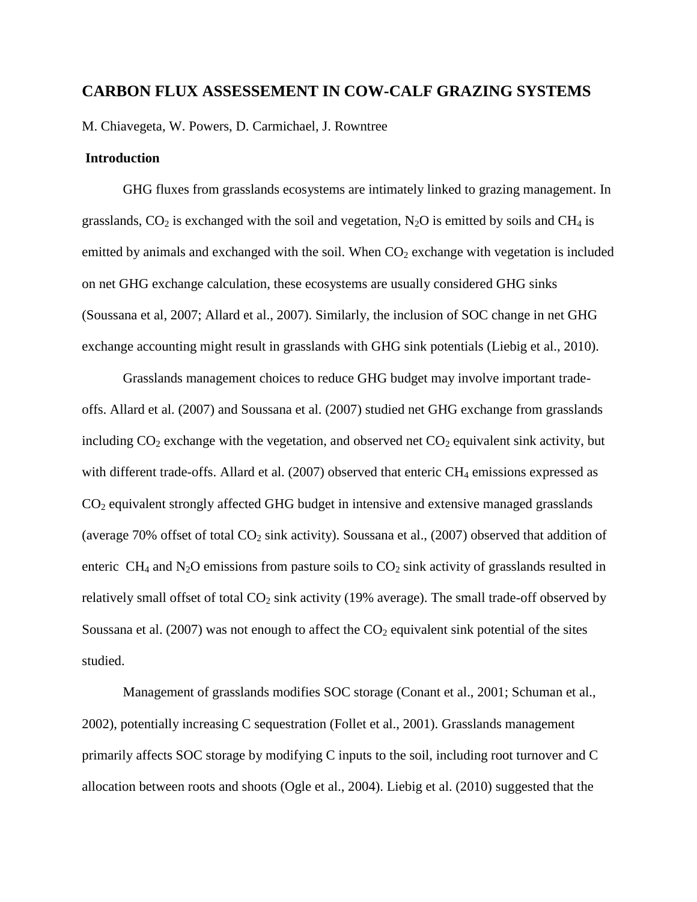# CARBON FLUX ASSESSEMENT IN COW-CALF GRAZING SYSTEMS

M. Chiavegeta, W. Powers, D. Carmichael, J. Rowntree

## Introduction

GHG fluxes from grasslands ecosystems are intimately linked to grazing management. In grasslands, $CO_2$ is exchanged with the soil and vegetation, $N_2O$ is emitted by soils and $CH_4$ is emitted by animals and exchanged with the soil. When $CO_2$ exchange with vegetation is included on net GHG exchange calculation, these ecosystems are usually considered GHG sinks (Soussana et al, 2007; Allard et al., 2007). Similarly, the inclusion of SOC change in net GHG exchange accounting might result in grasslands with GHG sink potentials (Liebig et al., 2010).

Grasslands management choices to reduce GHG budget may involve important trade-offs. Allard et al. (2007) and Soussana et al. (2007) studied net GHG exchange from grasslands including $CO_2$ exchange with the vegetation, and observed net $CO_2$ equivalent sink activity, but with different trade-offs. Allard et al. (2007) observed that enteric $CH_4$ emissions expressed as $CO_2$ equivalent strongly affected GHG budget in intensive and extensive managed grasslands (average 70% offset of total $CO_2$ sink activity). Soussana et al., (2007) observed that addition of enteric $CH_4$ and $N_2O$ emissions from pasture soils to $CO_2$ sink activity of grasslands resulted in relatively small offset of total $CO_2$ sink activity (19% average). The small trade-off observed by Soussana et al. (2007) was not enough to affect the $CO_2$ equivalent sink potential of the sites studied.

Management of grasslands modifies SOC storage (Conant et al., 2001; Schuman et al., 2002), potentially increasing C sequestration (Follet et al., 2001). Grasslands management primarily affects SOC storage by modifying C inputs to the soil, including root turnover and C allocation between roots and shoots (Ogle et al., 2004). Liebig et al. (2010) suggested that the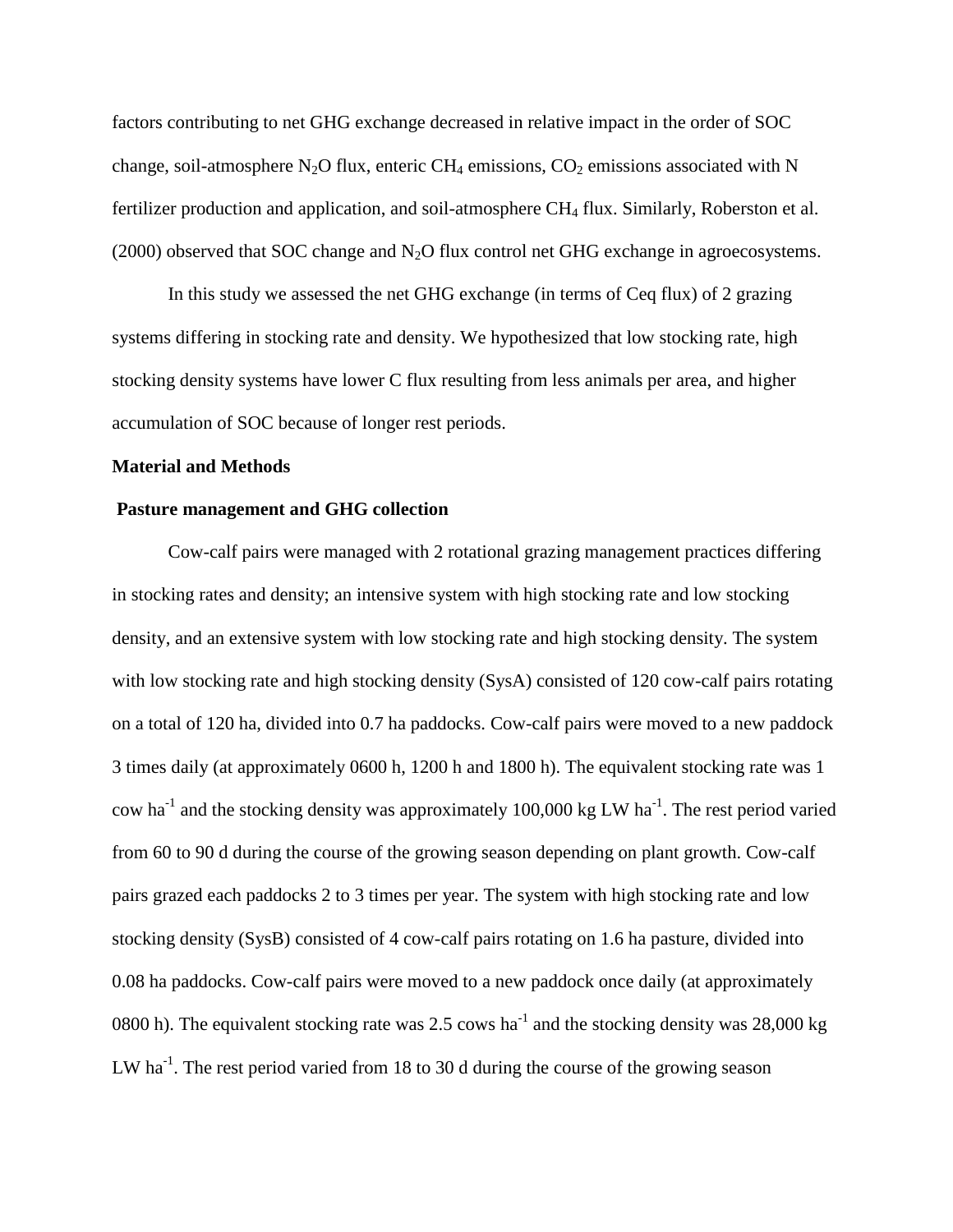factors contributing to net GHG exchange decreased in relative impact in the order of SOC change, soil-atmosphere $N_2O$ flux, enteric $CH_4$ emissions, $CO_2$ emissions associated with N fertilizer production and application, and soil-atmosphere $CH_4$ flux. Similarly, Roberston et al. (2000) observed that SOC change and $N_2O$ flux control net GHG exchange in agroecosystems.

In this study we assessed the net GHG exchange (in terms of Ceq flux) of 2 grazing systems differing in stocking rate and density. We hypothesized that low stocking rate, high stocking density systems have lower C flux resulting from less animals per area, and higher accumulation of SOC because of longer rest periods.

## Material and Methods

### Pasture management and GHG collection

Cow-calf pairs were managed with 2 rotational grazing management practices differing in stocking rates and density; an intensive system with high stocking rate and low stocking density, and an extensive system with low stocking rate and high stocking density. The system with low stocking rate and high stocking density (SysA) consisted of 120 cow-calf pairs rotating on a total of 120 ha, divided into 0.7 ha paddocks. Cow-calf pairs were moved to a new paddock 3 times daily (at approximately 0600 h, 1200 h and 1800 h). The equivalent stocking rate was 1 cow $ha^{-1}$ and the stocking density was approximately 100,000 kg LW $ha^{-1}$. The rest period varied from 60 to 90 d during the course of the growing season depending on plant growth. Cow-calf pairs grazed each paddocks 2 to 3 times per year. The system with high stocking rate and low stocking density (SysB) consisted of 4 cow-calf pairs rotating on 1.6 ha pasture, divided into 0.08 ha paddocks. Cow-calf pairs were moved to a new paddock once daily (at approximately 0800 h). The equivalent stocking rate was 2.5 cows $ha^{-1}$ and the stocking density was 28,000 kg LW $ha^{-1}$. The rest period varied from 18 to 30 d during the course of the growing season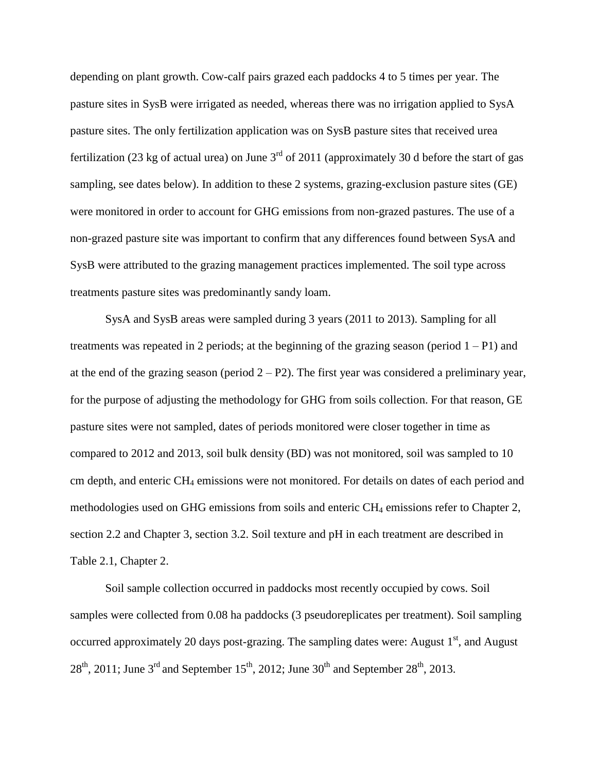depending on plant growth. Cow-calf pairs grazed each paddocks 4 to 5 times per year. The pasture sites in SysB were irrigated as needed, whereas there was no irrigation applied to SysA pasture sites. The only fertilization application was on SysB pasture sites that received urea fertilization (23 kg of actual urea) on June 3rd of 2011 (approximately 30 d before the start of gas sampling, see dates below). In addition to these 2 systems, grazing-exclusion pasture sites (GE) were monitored in order to account for GHG emissions from non-grazed pastures. The use of a non-grazed pasture site was important to confirm that any differences found between SysA and SysB were attributed to the grazing management practices implemented. The soil type across treatments pasture sites was predominantly sandy loam.

SysA and SysB areas were sampled during 3 years (2011 to 2013). Sampling for all treatments was repeated in 2 periods; at the beginning of the grazing season (period 1 – P1) and at the end of the grazing season (period 2 – P2). The first year was considered a preliminary year, for the purpose of adjusting the methodology for GHG from soils collection. For that reason, GE pasture sites were not sampled, dates of periods monitored were closer together in time as compared to 2012 and 2013, soil bulk density (BD) was not monitored, soil was sampled to 10 cm depth, and enteric $CH_4$ emissions were not monitored. For details on dates of each period and methodologies used on GHG emissions from soils and enteric $CH_4$ emissions refer to Chapter 2, section 2.2 and Chapter 3, section 3.2. Soil texture and pH in each treatment are described in Table 2.1, Chapter 2.

Soil sample collection occurred in paddocks most recently occupied by cows. Soil samples were collected from 0.08 ha paddocks (3 pseudoreplicates per treatment). Soil sampling occurred approximately 20 days post-grazing. The sampling dates were: August 1st, and August 28th, 2011; June 3rd and September 15th, 2012; June 30th and September 28th, 2013.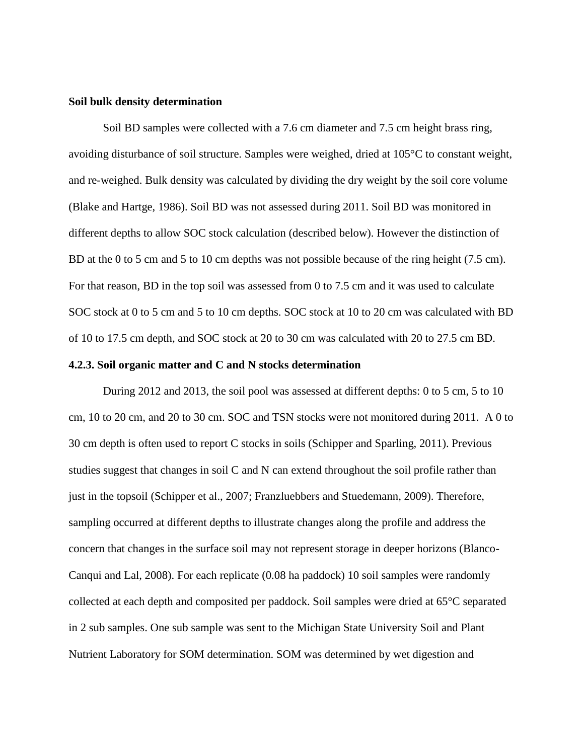**Soil bulk density determination**

Soil BD samples were collected with a 7.6 cm diameter and 7.5 cm height brass ring, avoiding disturbance of soil structure. Samples were weighed, dried at 105°C to constant weight, and re-weighed. Bulk density was calculated by dividing the dry weight by the soil core volume (Blake and Hartge, 1986). Soil BD was not assessed during 2011. Soil BD was monitored in different depths to allow SOC stock calculation (described below). However the distinction of BD at the 0 to 5 cm and 5 to 10 cm depths was not possible because of the ring height (7.5 cm). For that reason, BD in the top soil was assessed from 0 to 7.5 cm and it was used to calculate SOC stock at 0 to 5 cm and 5 to 10 cm depths. SOC stock at 10 to 20 cm was calculated with BD of 10 to 17.5 cm depth, and SOC stock at 20 to 30 cm was calculated with 20 to 27.5 cm BD.

**4.2.3. Soil organic matter and C and N stocks determination**

During 2012 and 2013, the soil pool was assessed at different depths: 0 to 5 cm, 5 to 10 cm, 10 to 20 cm, and 20 to 30 cm. SOC and TSN stocks were not monitored during 2011. A 0 to 30 cm depth is often used to report C stocks in soils (Schipper and Sparling, 2011). Previous studies suggest that changes in soil C and N can extend throughout the soil profile rather than just in the topsoil (Schipper et al., 2007; Franzluebbers and Stuedemann, 2009). Therefore, sampling occurred at different depths to illustrate changes along the profile and address the concern that changes in the surface soil may not represent storage in deeper horizons (Blanco-Canqui and Lal, 2008). For each replicate (0.08 ha paddock) 10 soil samples were randomly collected at each depth and composited per paddock. Soil samples were dried at 65°C separated in 2 sub samples. One sub sample was sent to the Michigan State University Soil and Plant Nutrient Laboratory for SOM determination. SOM was determined by wet digestion and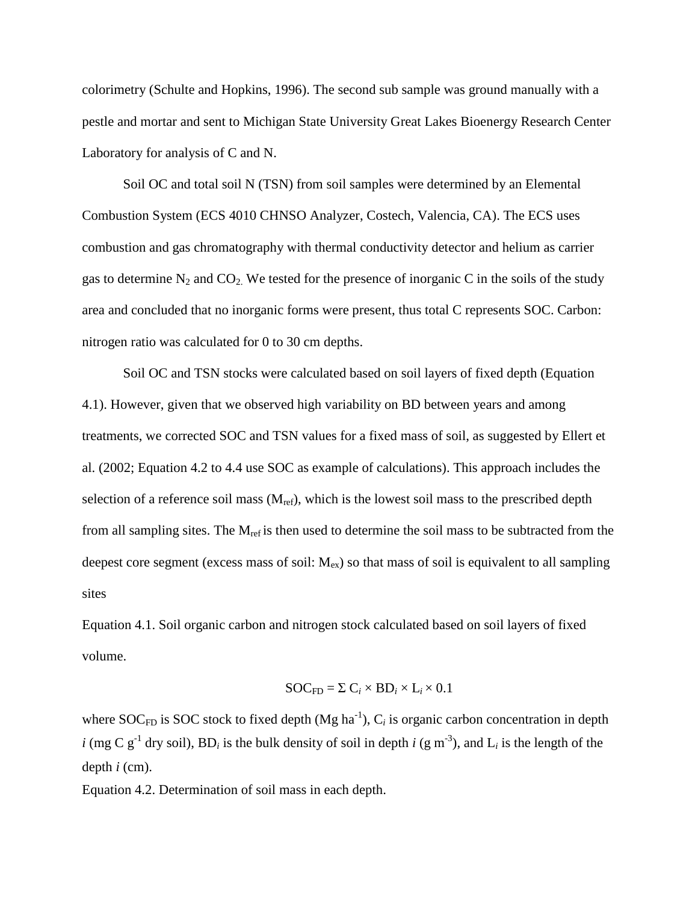colorimetry (Schulte and Hopkins, 1996). The second sub sample was ground manually with a pestle and mortar and sent to Michigan State University Great Lakes Bioenergy Research Center Laboratory for analysis of C and N.

Soil OC and total soil N (TSN) from soil samples were determined by an Elemental Combustion System (ECS 4010 CHNSO Analyzer, Costech, Valencia, CA). The ECS uses combustion and gas chromatography with thermal conductivity detector and helium as carrier gas to determine $N_2$ and $CO_2$. We tested for the presence of inorganic C in the soils of the study area and concluded that no inorganic forms were present, thus total C represents SOC. Carbon: nitrogen ratio was calculated for 0 to 30 cm depths.

Soil OC and TSN stocks were calculated based on soil layers of fixed depth (Equation 4.1). However, given that we observed high variability on BD between years and among treatments, we corrected SOC and TSN values for a fixed mass of soil, as suggested by Ellert et al. (2002; Equation 4.2 to 4.4 use SOC as example of calculations). This approach includes the selection of a reference soil mass ($M_{ref}$), which is the lowest soil mass to the prescribed depth from all sampling sites. The $M_{ref}$ is then used to determine the soil mass to be subtracted from the deepest core segment (excess mass of soil: $M_{ex}$) so that mass of soil is equivalent to all sampling sites

Equation 4.1. Soil organic carbon and nitrogen stock calculated based on soil layers of fixed volume.

$$SOC_{FD} = \Sigma\, C_i \times BD_i \times L_i \times 0.1$$

where $SOC_{FD}$ is SOC stock to fixed depth (Mg ha$^{-1}$), $C_i$ is organic carbon concentration in depth $i$ (mg C g$^{-1}$ dry soil), $BD_i$ is the bulk density of soil in depth $i$ (g m$^{-3}$), and $L_i$ is the length of the depth $i$ (cm).

Equation 4.2. Determination of soil mass in each depth.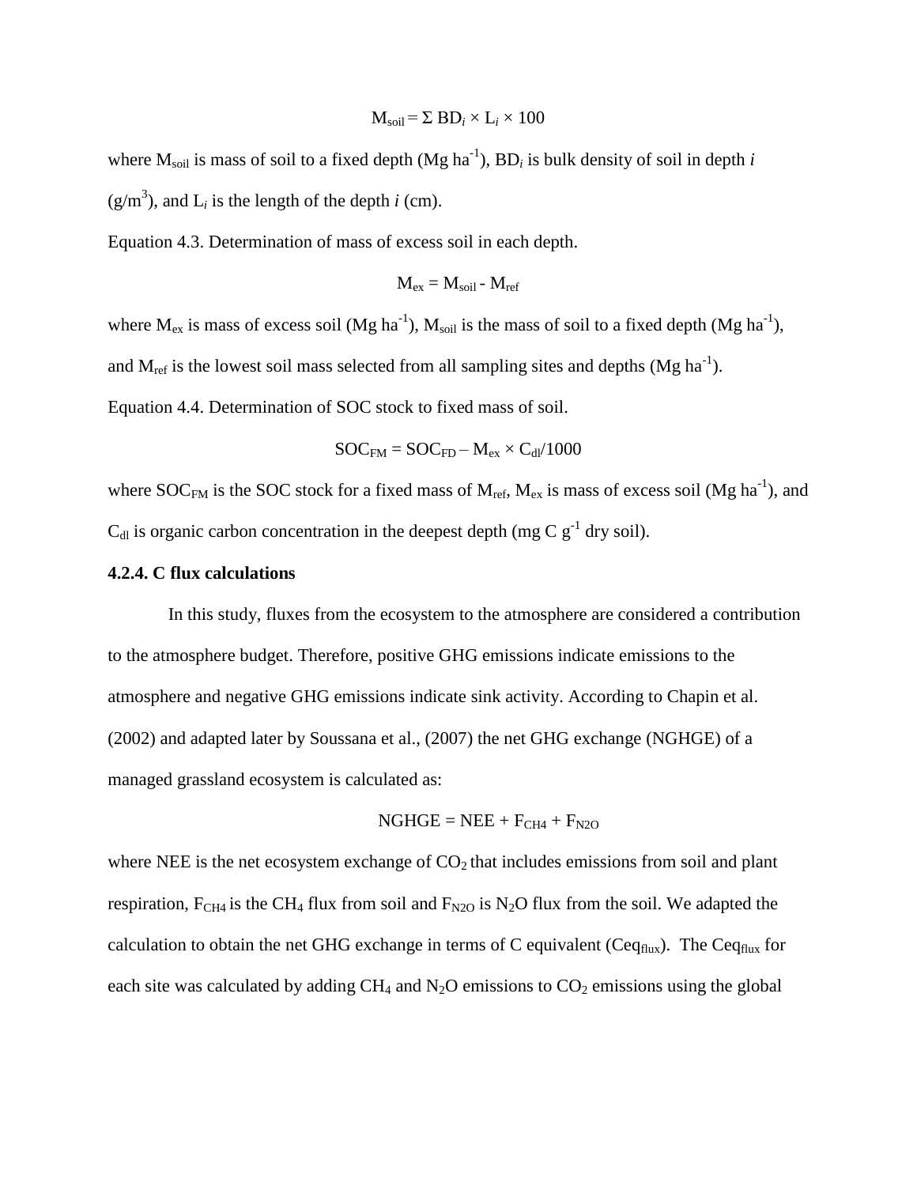$$M_{soil} = \Sigma \; BD_i \times L_i \times 100$$

where $M_{soil}$ is mass of soil to a fixed depth (Mg ha$^{-1}$), $BD_i$ is bulk density of soil in depth *i* (g/m$^3$), and $L_i$ is the length of the depth *i* (cm).

Equation 4.3. Determination of mass of excess soil in each depth.

$$M_{ex} = M_{soil} - M_{ref}$$

where $M_{ex}$ is mass of excess soil (Mg ha$^{-1}$), $M_{soil}$ is the mass of soil to a fixed depth (Mg ha$^{-1}$), and $M_{ref}$ is the lowest soil mass selected from all sampling sites and depths (Mg ha$^{-1}$).

Equation 4.4. Determination of SOC stock to fixed mass of soil.

$$SOC_{FM} = SOC_{FD} - M_{ex} \times C_{dl}/1000$$

where $SOC_{FM}$ is the SOC stock for a fixed mass of $M_{ref}$, $M_{ex}$ is mass of excess soil (Mg ha$^{-1}$), and $C_{dl}$ is organic carbon concentration in the deepest depth (mg C g$^{-1}$ dry soil).

**4.2.4. C flux calculations**

In this study, fluxes from the ecosystem to the atmosphere are considered a contribution to the atmosphere budget. Therefore, positive GHG emissions indicate emissions to the atmosphere and negative GHG emissions indicate sink activity. According to Chapin et al. (2002) and adapted later by Soussana et al., (2007) the net GHG exchange (NGHGE) of a managed grassland ecosystem is calculated as:

$$NGHGE = NEE + F_{CH4} + F_{N2O}$$

where NEE is the net ecosystem exchange of $CO_2$ that includes emissions from soil and plant respiration, $F_{CH4}$ is the $CH_4$ flux from soil and $F_{N2O}$ is $N_2O$ flux from the soil. We adapted the calculation to obtain the net GHG exchange in terms of C equivalent ($Ceq_{flux}$). The $Ceq_{flux}$ for each site was calculated by adding $CH_4$ and $N_2O$ emissions to $CO_2$ emissions using the global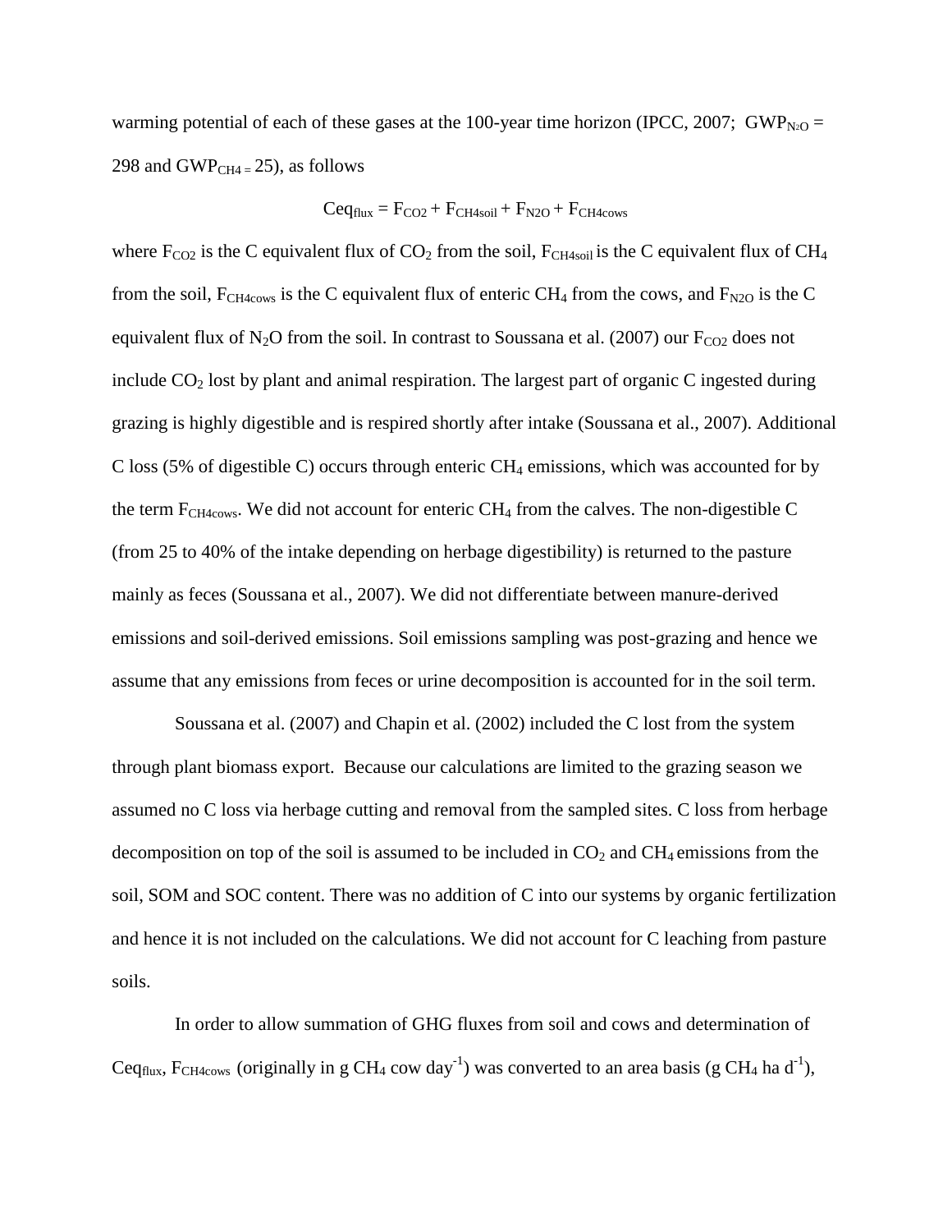warming potential of each of these gases at the 100-year time horizon (IPCC, 2007; $GWP_{N_2O} = 298$ and $GWP_{CH4} = 25$), as follows

$$Ceq_{flux} = F_{CO2} + F_{CH4soil} + F_{N2O} + F_{CH4cows}$$

where $F_{CO2}$ is the C equivalent flux of $CO_2$ from the soil, $F_{CH4soil}$ is the C equivalent flux of $CH_4$ from the soil, $F_{CH4cows}$ is the C equivalent flux of enteric $CH_4$ from the cows, and $F_{N2O}$ is the C equivalent flux of $N_2O$ from the soil. In contrast to Soussana et al. (2007) our $F_{CO2}$ does not include $CO_2$ lost by plant and animal respiration. The largest part of organic C ingested during grazing is highly digestible and is respired shortly after intake (Soussana et al., 2007). Additional C loss (5% of digestible C) occurs through enteric $CH_4$ emissions, which was accounted for by the term $F_{CH4cows}$. We did not account for enteric $CH_4$ from the calves. The non-digestible C (from 25 to 40% of the intake depending on herbage digestibility) is returned to the pasture mainly as feces (Soussana et al., 2007). We did not differentiate between manure-derived emissions and soil-derived emissions. Soil emissions sampling was post-grazing and hence we assume that any emissions from feces or urine decomposition is accounted for in the soil term.

Soussana et al. (2007) and Chapin et al. (2002) included the C lost from the system through plant biomass export. Because our calculations are limited to the grazing season we assumed no C loss via herbage cutting and removal from the sampled sites. C loss from herbage decomposition on top of the soil is assumed to be included in $CO_2$ and $CH_4$ emissions from the soil, SOM and SOC content. There was no addition of C into our systems by organic fertilization and hence it is not included on the calculations. We did not account for C leaching from pasture soils.

In order to allow summation of GHG fluxes from soil and cows and determination of $Ceq_{flux}$, $F_{CH4cows}$ (originally in g $CH_4$ cow $day^{-1}$) was converted to an area basis (g $CH_4$ ha $d^{-1}$),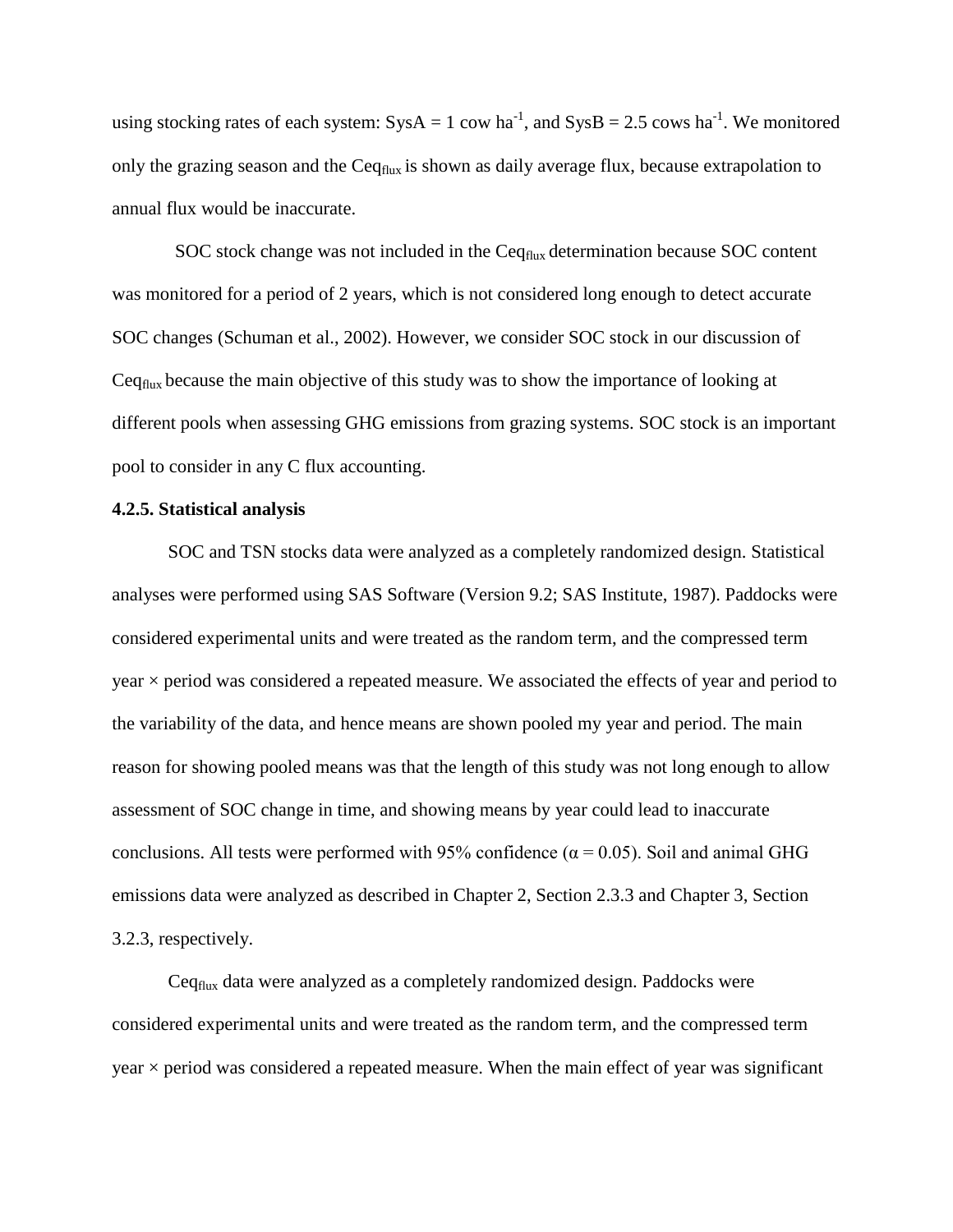using stocking rates of each system: SysA = 1 cow $ha^{-1}$, and SysB = 2.5 cows $ha^{-1}$. We monitored only the grazing season and the $Ceq_{flux}$ is shown as daily average flux, because extrapolation to annual flux would be inaccurate.

SOC stock change was not included in the $Ceq_{flux}$ determination because SOC content was monitored for a period of 2 years, which is not considered long enough to detect accurate SOC changes (Schuman et al., 2002). However, we consider SOC stock in our discussion of $Ceq_{flux}$ because the main objective of this study was to show the importance of looking at different pools when assessing GHG emissions from grazing systems. SOC stock is an important pool to consider in any C flux accounting.

**4.2.5. Statistical analysis**

SOC and TSN stocks data were analyzed as a completely randomized design. Statistical analyses were performed using SAS Software (Version 9.2; SAS Institute, 1987). Paddocks were considered experimental units and were treated as the random term, and the compressed term year × period was considered a repeated measure. We associated the effects of year and period to the variability of the data, and hence means are shown pooled my year and period. The main reason for showing pooled means was that the length of this study was not long enough to allow assessment of SOC change in time, and showing means by year could lead to inaccurate conclusions. All tests were performed with 95% confidence ($\alpha = 0.05$). Soil and animal GHG emissions data were analyzed as described in Chapter 2, Section 2.3.3 and Chapter 3, Section 3.2.3, respectively.

$Ceq_{flux}$ data were analyzed as a completely randomized design. Paddocks were considered experimental units and were treated as the random term, and the compressed term year × period was considered a repeated measure. When the main effect of year was significant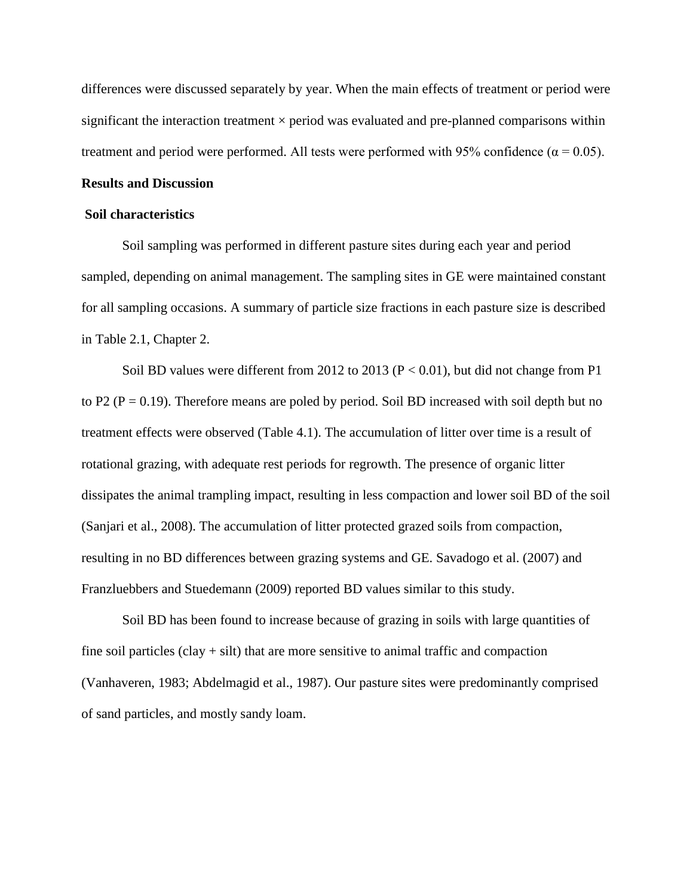differences were discussed separately by year. When the main effects of treatment or period were significant the interaction treatment × period was evaluated and pre-planned comparisons within treatment and period were performed. All tests were performed with 95% confidence ($\alpha = 0.05$).

**Results and Discussion**

**Soil characteristics**

Soil sampling was performed in different pasture sites during each year and period sampled, depending on animal management. The sampling sites in GE were maintained constant for all sampling occasions. A summary of particle size fractions in each pasture size is described in Table 2.1, Chapter 2.

Soil BD values were different from 2012 to 2013 ($P < 0.01$), but did not change from P1 to P2 ($P = 0.19$). Therefore means are poled by period. Soil BD increased with soil depth but no treatment effects were observed (Table 4.1). The accumulation of litter over time is a result of rotational grazing, with adequate rest periods for regrowth. The presence of organic litter dissipates the animal trampling impact, resulting in less compaction and lower soil BD of the soil (Sanjari et al., 2008). The accumulation of litter protected grazed soils from compaction, resulting in no BD differences between grazing systems and GE. Savadogo et al. (2007) and Franzluebbers and Stuedemann (2009) reported BD values similar to this study.

Soil BD has been found to increase because of grazing in soils with large quantities of fine soil particles (clay + silt) that are more sensitive to animal traffic and compaction (Vanhaveren, 1983; Abdelmagid et al., 1987). Our pasture sites were predominantly comprised of sand particles, and mostly sandy loam.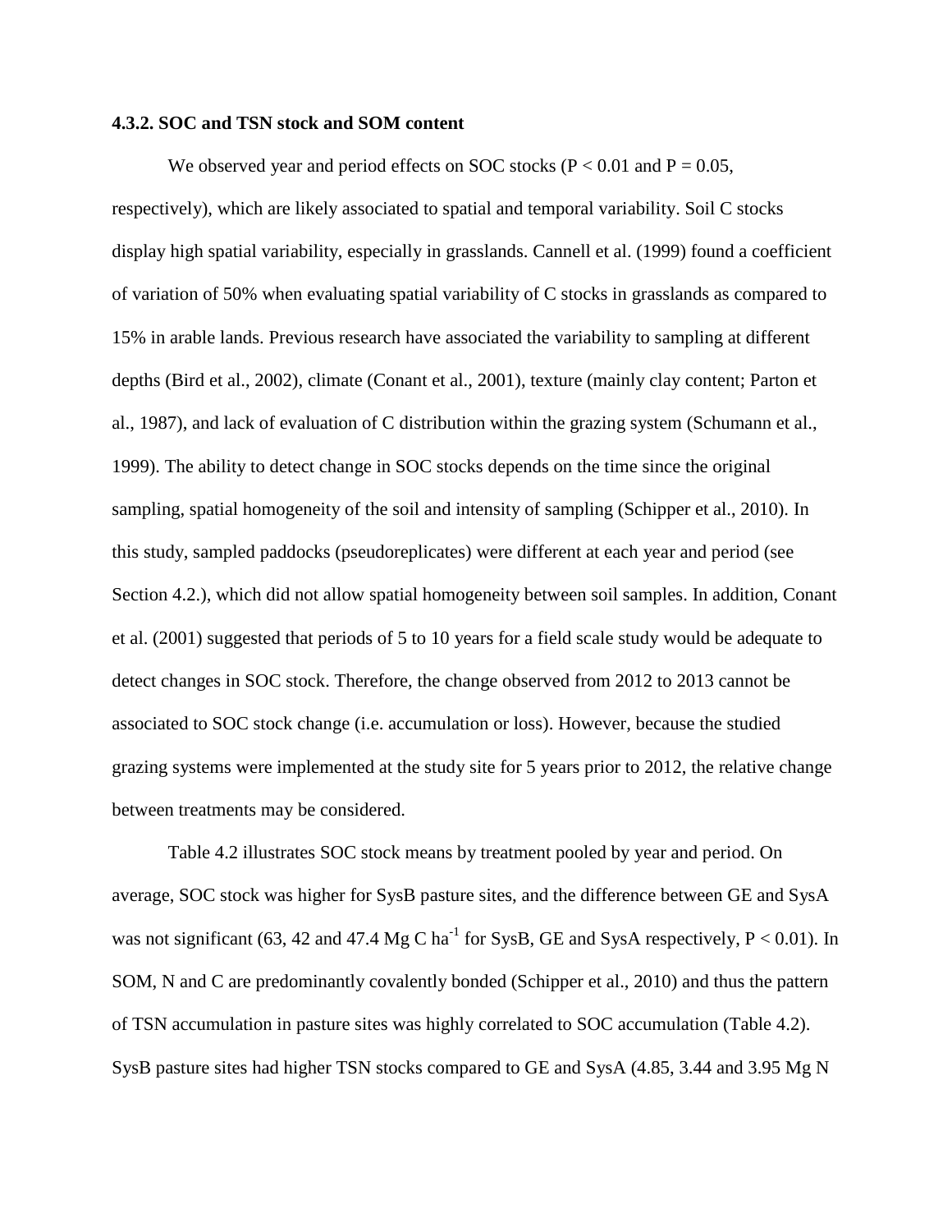### 4.3.2. SOC and TSN stock and SOM content

We observed year and period effects on SOC stocks ($P < 0.01$ and $P = 0.05$, respectively), which are likely associated to spatial and temporal variability. Soil C stocks display high spatial variability, especially in grasslands. Cannell et al. (1999) found a coefficient of variation of 50% when evaluating spatial variability of C stocks in grasslands as compared to 15% in arable lands. Previous research have associated the variability to sampling at different depths (Bird et al., 2002), climate (Conant et al., 2001), texture (mainly clay content; Parton et al., 1987), and lack of evaluation of C distribution within the grazing system (Schumann et al., 1999). The ability to detect change in SOC stocks depends on the time since the original sampling, spatial homogeneity of the soil and intensity of sampling (Schipper et al., 2010). In this study, sampled paddocks (pseudoreplicates) were different at each year and period (see Section 4.2.), which did not allow spatial homogeneity between soil samples. In addition, Conant et al. (2001) suggested that periods of 5 to 10 years for a field scale study would be adequate to detect changes in SOC stock. Therefore, the change observed from 2012 to 2013 cannot be associated to SOC stock change (i.e. accumulation or loss). However, because the studied grazing systems were implemented at the study site for 5 years prior to 2012, the relative change between treatments may be considered.

Table 4.2 illustrates SOC stock means by treatment pooled by year and period. On average, SOC stock was higher for SysB pasture sites, and the difference between GE and SysA was not significant (63, 42 and 47.4 Mg C $ha^{-1}$ for SysB, GE and SysA respectively, $P < 0.01$). In SOM, N and C are predominantly covalently bonded (Schipper et al., 2010) and thus the pattern of TSN accumulation in pasture sites was highly correlated to SOC accumulation (Table 4.2). SysB pasture sites had higher TSN stocks compared to GE and SysA (4.85, 3.44 and 3.95 Mg N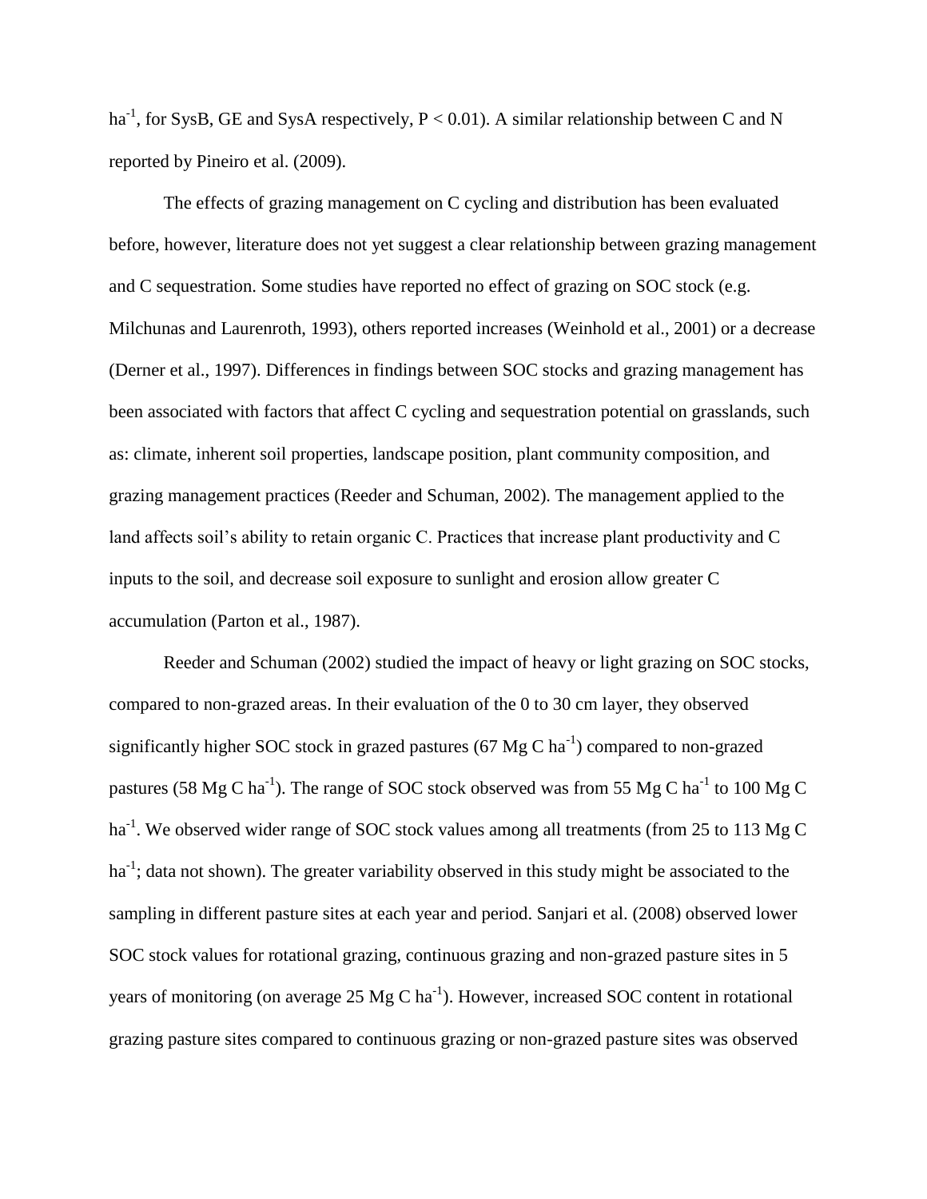$ha^{-1}$, for SysB, GE and SysA respectively, $P < 0.01$). A similar relationship between C and N reported by Pineiro et al. (2009).

The effects of grazing management on C cycling and distribution has been evaluated before, however, literature does not yet suggest a clear relationship between grazing management and C sequestration. Some studies have reported no effect of grazing on SOC stock (e.g. Milchunas and Laurenroth, 1993), others reported increases (Weinhold et al., 2001) or a decrease (Derner et al., 1997). Differences in findings between SOC stocks and grazing management has been associated with factors that affect C cycling and sequestration potential on grasslands, such as: climate, inherent soil properties, landscape position, plant community composition, and grazing management practices (Reeder and Schuman, 2002). The management applied to the land affects soil's ability to retain organic C. Practices that increase plant productivity and C inputs to the soil, and decrease soil exposure to sunlight and erosion allow greater C accumulation (Parton et al., 1987).

Reeder and Schuman (2002) studied the impact of heavy or light grazing on SOC stocks, compared to non-grazed areas. In their evaluation of the 0 to 30 cm layer, they observed significantly higher SOC stock in grazed pastures (67 Mg C $ha^{-1}$) compared to non-grazed pastures (58 Mg C $ha^{-1}$). The range of SOC stock observed was from 55 Mg C $ha^{-1}$ to 100 Mg C $ha^{-1}$. We observed wider range of SOC stock values among all treatments (from 25 to 113 Mg C $ha^{-1}$; data not shown). The greater variability observed in this study might be associated to the sampling in different pasture sites at each year and period. Sanjari et al. (2008) observed lower SOC stock values for rotational grazing, continuous grazing and non-grazed pasture sites in 5 years of monitoring (on average 25 Mg C $ha^{-1}$). However, increased SOC content in rotational grazing pasture sites compared to continuous grazing or non-grazed pasture sites was observed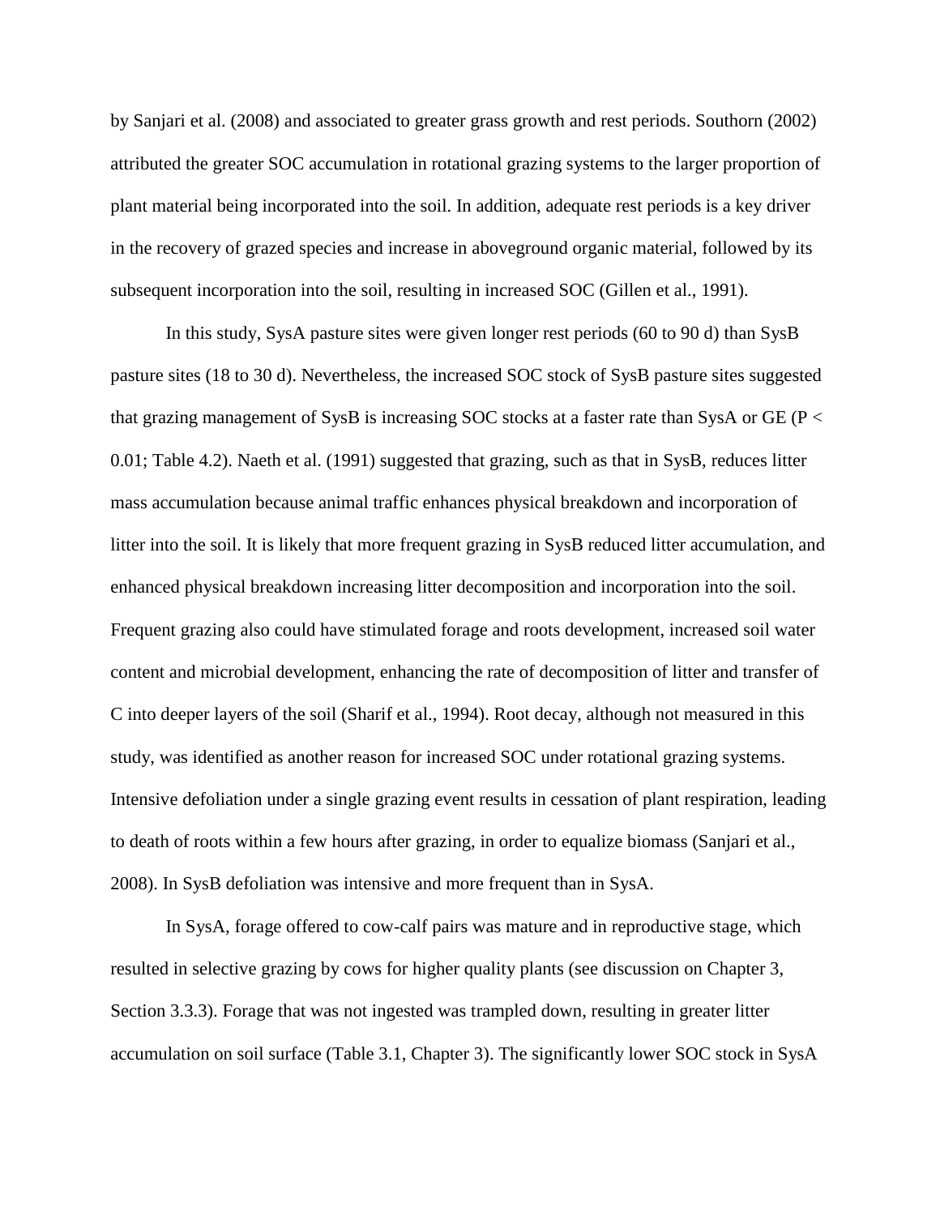by Sanjari et al. (2008) and associated to greater grass growth and rest periods. Southorn (2002) attributed the greater SOC accumulation in rotational grazing systems to the larger proportion of plant material being incorporated into the soil. In addition, adequate rest periods is a key driver in the recovery of grazed species and increase in aboveground organic material, followed by its subsequent incorporation into the soil, resulting in increased SOC (Gillen et al., 1991).

In this study, SysA pasture sites were given longer rest periods (60 to 90 d) than SysB pasture sites (18 to 30 d). Nevertheless, the increased SOC stock of SysB pasture sites suggested that grazing management of SysB is increasing SOC stocks at a faster rate than SysA or GE ($P < 0.01$; Table 4.2). Naeth et al. (1991) suggested that grazing, such as that in SysB, reduces litter mass accumulation because animal traffic enhances physical breakdown and incorporation of litter into the soil. It is likely that more frequent grazing in SysB reduced litter accumulation, and enhanced physical breakdown increasing litter decomposition and incorporation into the soil. Frequent grazing also could have stimulated forage and roots development, increased soil water content and microbial development, enhancing the rate of decomposition of litter and transfer of C into deeper layers of the soil (Sharif et al., 1994). Root decay, although not measured in this study, was identified as another reason for increased SOC under rotational grazing systems. Intensive defoliation under a single grazing event results in cessation of plant respiration, leading to death of roots within a few hours after grazing, in order to equalize biomass (Sanjari et al., 2008). In SysB defoliation was intensive and more frequent than in SysA.

In SysA, forage offered to cow-calf pairs was mature and in reproductive stage, which resulted in selective grazing by cows for higher quality plants (see discussion on Chapter 3, Section 3.3.3). Forage that was not ingested was trampled down, resulting in greater litter accumulation on soil surface (Table 3.1, Chapter 3). The significantly lower SOC stock in SysA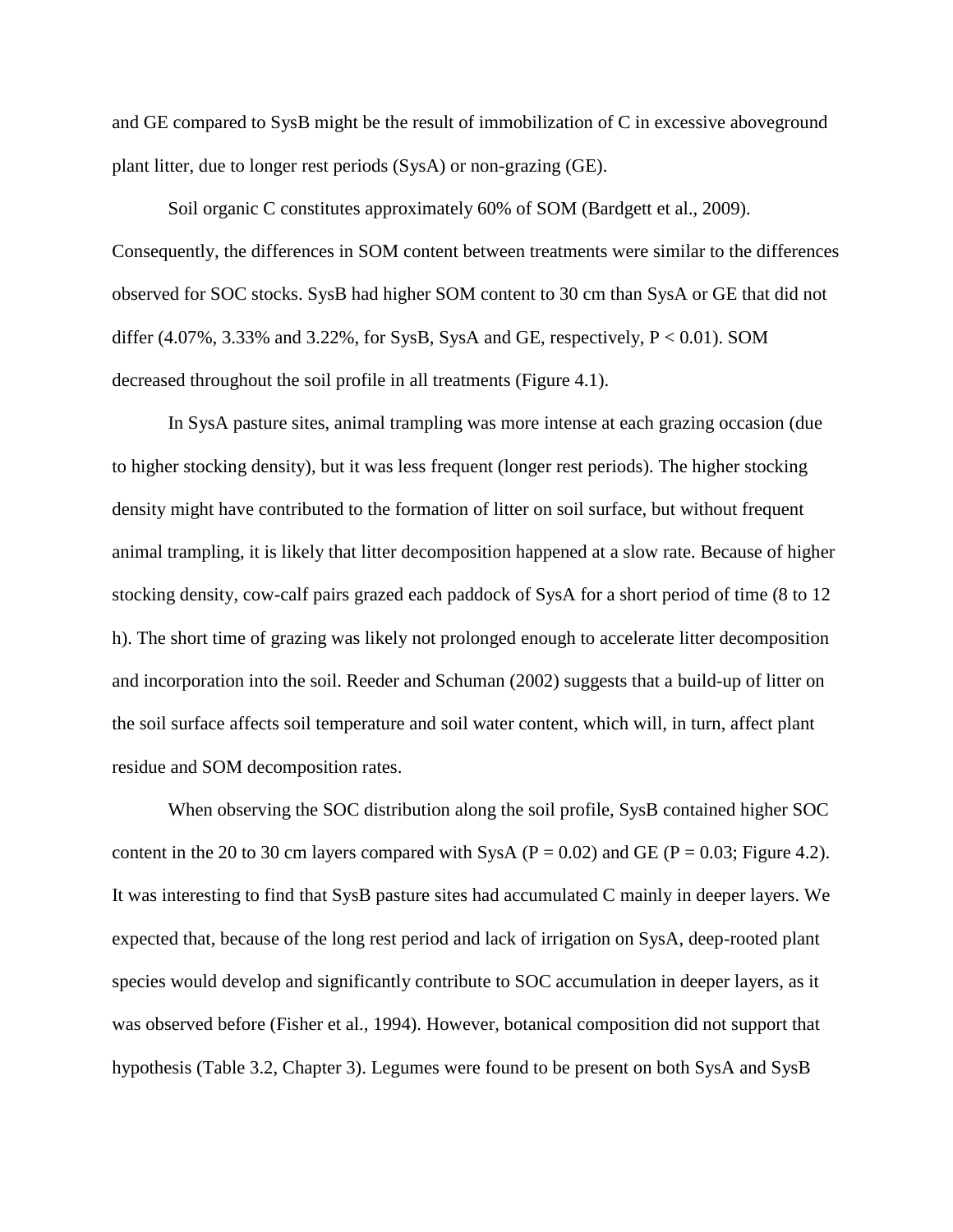and GE compared to SysB might be the result of immobilization of C in excessive aboveground plant litter, due to longer rest periods (SysA) or non-grazing (GE).

Soil organic C constitutes approximately 60% of SOM (Bardgett et al., 2009). Consequently, the differences in SOM content between treatments were similar to the differences observed for SOC stocks. SysB had higher SOM content to 30 cm than SysA or GE that did not differ (4.07%, 3.33% and 3.22%, for SysB, SysA and GE, respectively, $P < 0.01$). SOM decreased throughout the soil profile in all treatments (Figure 4.1).

In SysA pasture sites, animal trampling was more intense at each grazing occasion (due to higher stocking density), but it was less frequent (longer rest periods). The higher stocking density might have contributed to the formation of litter on soil surface, but without frequent animal trampling, it is likely that litter decomposition happened at a slow rate. Because of higher stocking density, cow-calf pairs grazed each paddock of SysA for a short period of time (8 to 12 h). The short time of grazing was likely not prolonged enough to accelerate litter decomposition and incorporation into the soil. Reeder and Schuman (2002) suggests that a build-up of litter on the soil surface affects soil temperature and soil water content, which will, in turn, affect plant residue and SOM decomposition rates.

When observing the SOC distribution along the soil profile, SysB contained higher SOC content in the 20 to 30 cm layers compared with SysA ($P = 0.02$) and GE ($P = 0.03$; Figure 4.2). It was interesting to find that SysB pasture sites had accumulated C mainly in deeper layers. We expected that, because of the long rest period and lack of irrigation on SysA, deep-rooted plant species would develop and significantly contribute to SOC accumulation in deeper layers, as it was observed before (Fisher et al., 1994). However, botanical composition did not support that hypothesis (Table 3.2, Chapter 3). Legumes were found to be present on both SysA and SysB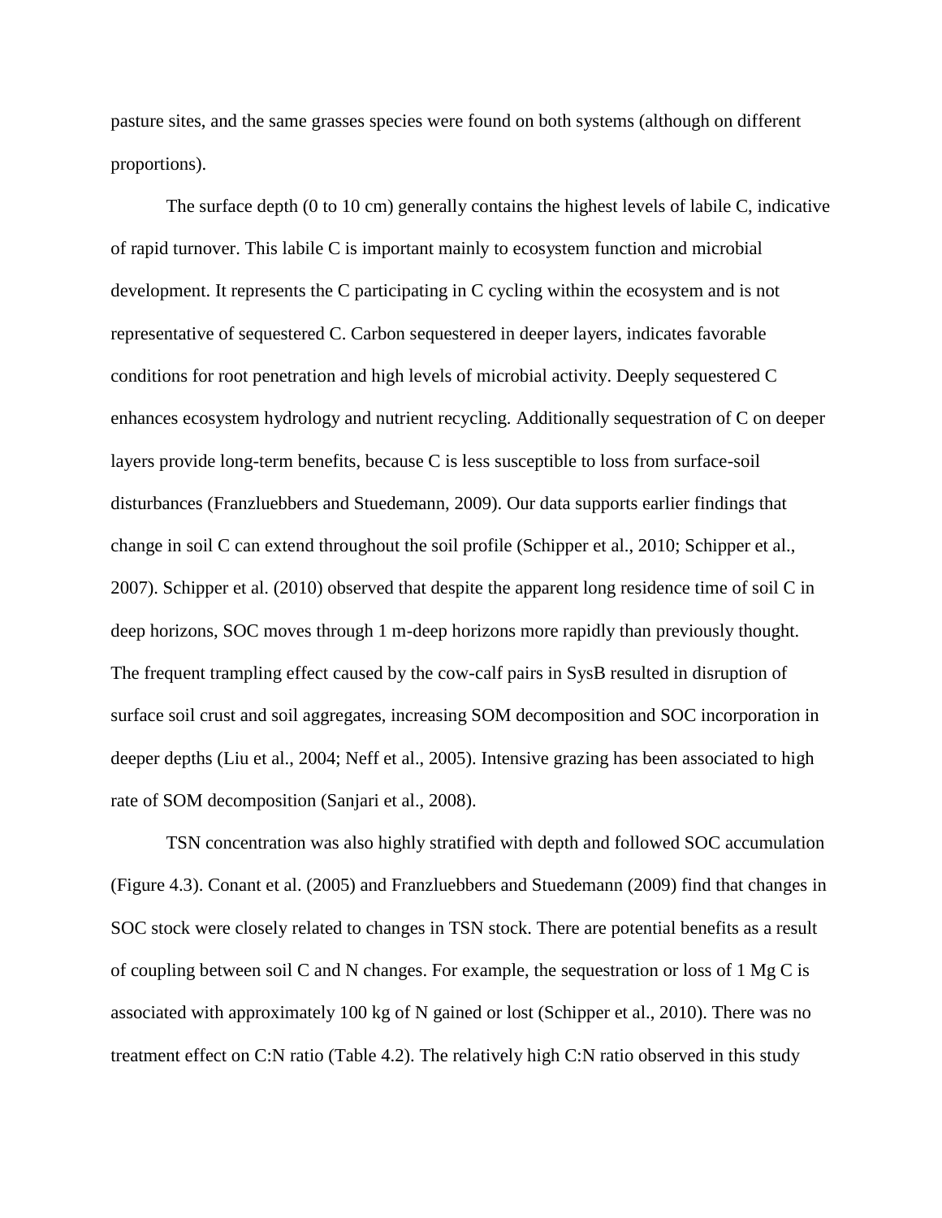pasture sites, and the same grasses species were found on both systems (although on different proportions).

The surface depth (0 to 10 cm) generally contains the highest levels of labile C, indicative of rapid turnover. This labile C is important mainly to ecosystem function and microbial development. It represents the C participating in C cycling within the ecosystem and is not representative of sequestered C. Carbon sequestered in deeper layers, indicates favorable conditions for root penetration and high levels of microbial activity. Deeply sequestered C enhances ecosystem hydrology and nutrient recycling. Additionally sequestration of C on deeper layers provide long-term benefits, because C is less susceptible to loss from surface-soil disturbances (Franzluebbers and Stuedemann, 2009). Our data supports earlier findings that change in soil C can extend throughout the soil profile (Schipper et al., 2010; Schipper et al., 2007). Schipper et al. (2010) observed that despite the apparent long residence time of soil C in deep horizons, SOC moves through 1 m-deep horizons more rapidly than previously thought. The frequent trampling effect caused by the cow-calf pairs in SysB resulted in disruption of surface soil crust and soil aggregates, increasing SOM decomposition and SOC incorporation in deeper depths (Liu et al., 2004; Neff et al., 2005). Intensive grazing has been associated to high rate of SOM decomposition (Sanjari et al., 2008).

TSN concentration was also highly stratified with depth and followed SOC accumulation (Figure 4.3). Conant et al. (2005) and Franzluebbers and Stuedemann (2009) find that changes in SOC stock were closely related to changes in TSN stock. There are potential benefits as a result of coupling between soil C and N changes. For example, the sequestration or loss of 1 Mg C is associated with approximately 100 kg of N gained or lost (Schipper et al., 2010). There was no treatment effect on C:N ratio (Table 4.2). The relatively high C:N ratio observed in this study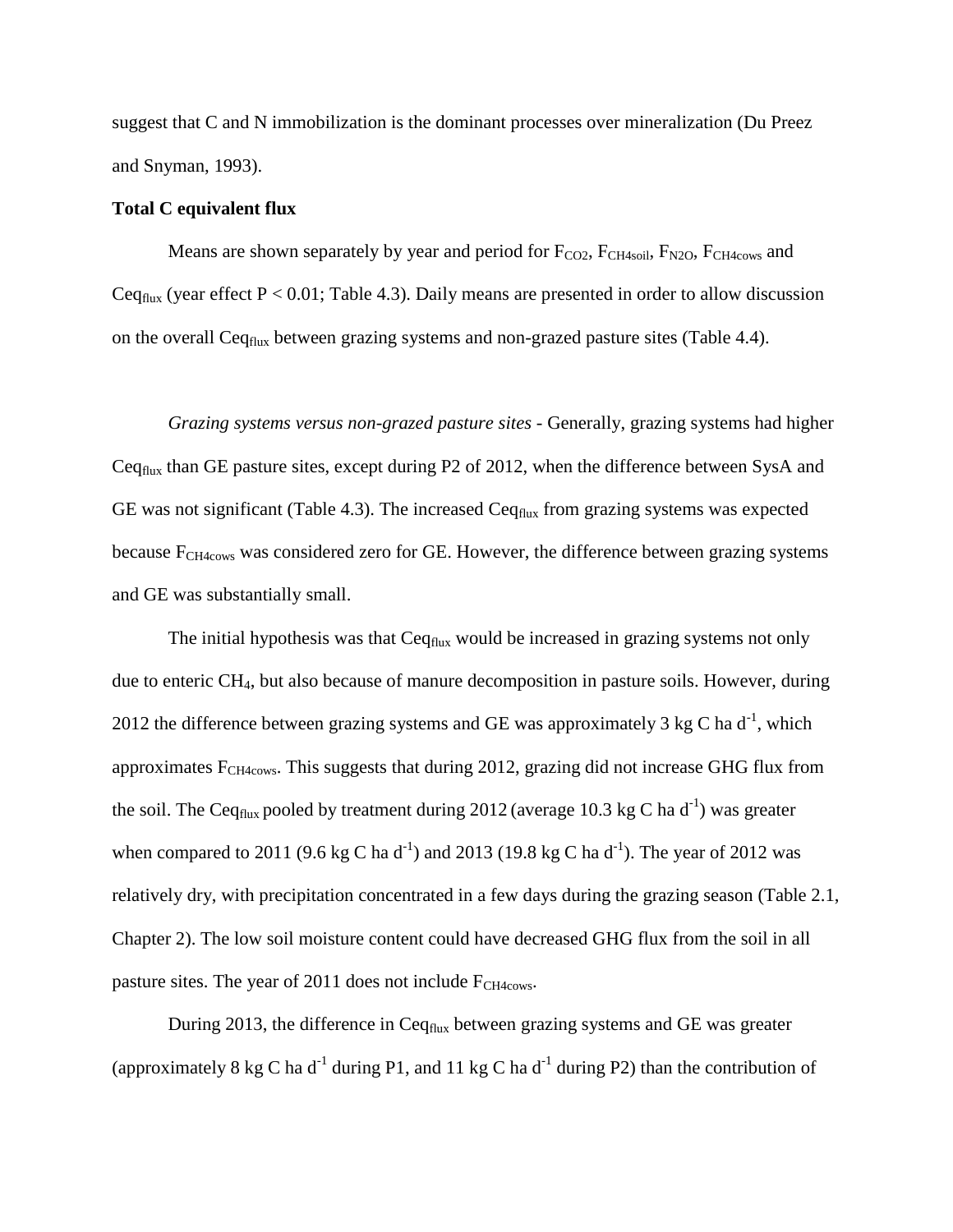suggest that C and N immobilization is the dominant processes over mineralization (Du Preez and Snyman, 1993).

**Total C equivalent flux**

Means are shown separately by year and period for $F_{CO2}$, $F_{CH4soil}$, $F_{N2O}$, $F_{CH4cows}$ and $Ceq_{flux}$ (year effect $P < 0.01$; Table 4.3). Daily means are presented in order to allow discussion on the overall $Ceq_{flux}$ between grazing systems and non-grazed pasture sites (Table 4.4).

*Grazing systems versus non-grazed pasture sites* - Generally, grazing systems had higher $Ceq_{flux}$ than GE pasture sites, except during P2 of 2012, when the difference between SysA and GE was not significant (Table 4.3). The increased $Ceq_{flux}$ from grazing systems was expected because $F_{CH4cows}$ was considered zero for GE. However, the difference between grazing systems and GE was substantially small.

The initial hypothesis was that $Ceq_{flux}$ would be increased in grazing systems not only due to enteric $CH_4$, but also because of manure decomposition in pasture soils. However, during 2012 the difference between grazing systems and GE was approximately 3 kg C ha $d^{-1}$, which approximates $F_{CH4cows}$. This suggests that during 2012, grazing did not increase GHG flux from the soil. The $Ceq_{flux}$ pooled by treatment during 2012 (average 10.3 kg C ha $d^{-1}$) was greater when compared to 2011 (9.6 kg C ha $d^{-1}$) and 2013 (19.8 kg C ha $d^{-1}$). The year of 2012 was relatively dry, with precipitation concentrated in a few days during the grazing season (Table 2.1, Chapter 2). The low soil moisture content could have decreased GHG flux from the soil in all pasture sites. The year of 2011 does not include $F_{CH4cows}$.

During 2013, the difference in $Ceq_{flux}$ between grazing systems and GE was greater (approximately 8 kg C ha $d^{-1}$ during P1, and 11 kg C ha $d^{-1}$ during P2) than the contribution of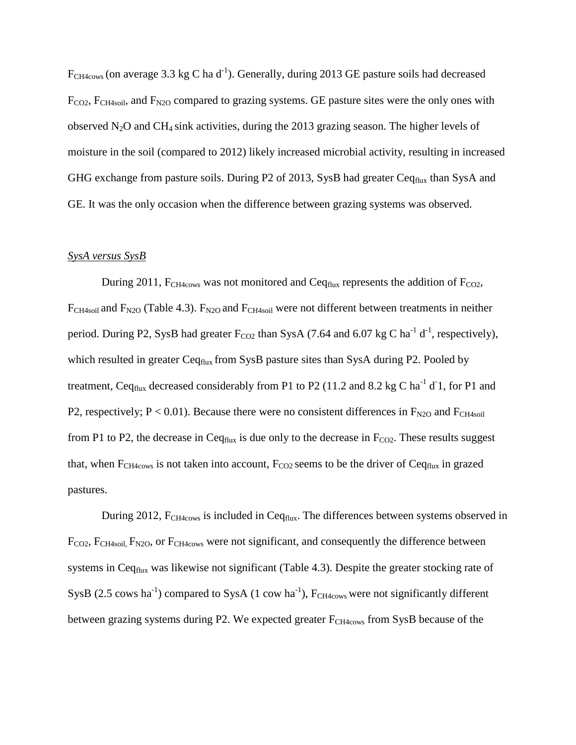$F_{CH4cows}$ (on average 3.3 kg C ha $d^{-1}$). Generally, during 2013 GE pasture soils had decreased $F_{CO2}$, $F_{CH4soil}$, and $F_{N2O}$ compared to grazing systems. GE pasture sites were the only ones with observed $N_2O$ and $CH_4$ sink activities, during the 2013 grazing season. The higher levels of moisture in the soil (compared to 2012) likely increased microbial activity, resulting in increased GHG exchange from pasture soils. During P2 of 2013, SysB had greater $Ceq_{flux}$ than SysA and GE. It was the only occasion when the difference between grazing systems was observed.

*SysA versus SysB*

During 2011, $F_{CH4cows}$ was not monitored and $Ceq_{flux}$ represents the addition of $F_{CO2}$, $F_{CH4soil}$ and $F_{N2O}$ (Table 4.3). $F_{N2O}$ and $F_{CH4soil}$ were not different between treatments in neither period. During P2, SysB had greater $F_{CO2}$ than SysA (7.64 and 6.07 kg C $ha^{-1}$ $d^{-1}$, respectively), which resulted in greater $Ceq_{flux}$ from SysB pasture sites than SysA during P2. Pooled by treatment, $Ceq_{flux}$ decreased considerably from P1 to P2 (11.2 and 8.2 kg C $ha^{-1}$ $d^{-}1$, for P1 and P2, respectively; $P < 0.01$). Because there were no consistent differences in $F_{N2O}$ and $F_{CH4soil}$ from P1 to P2, the decrease in $Ceq_{flux}$ is due only to the decrease in $F_{CO2}$. These results suggest that, when $F_{CH4cows}$ is not taken into account, $F_{CO2}$ seems to be the driver of $Ceq_{flux}$ in grazed pastures.

During 2012, $F_{CH4cows}$ is included in $Ceq_{flux}$. The differences between systems observed in $F_{CO2}$, $F_{CH4soil}$, $F_{N2O}$, or $F_{CH4cows}$ were not significant, and consequently the difference between systems in $Ceq_{flux}$ was likewise not significant (Table 4.3). Despite the greater stocking rate of SysB (2.5 cows $ha^{-1}$) compared to SysA (1 cow $ha^{-1}$), $F_{CH4cows}$ were not significantly different between grazing systems during P2. We expected greater $F_{CH4cows}$ from SysB because of the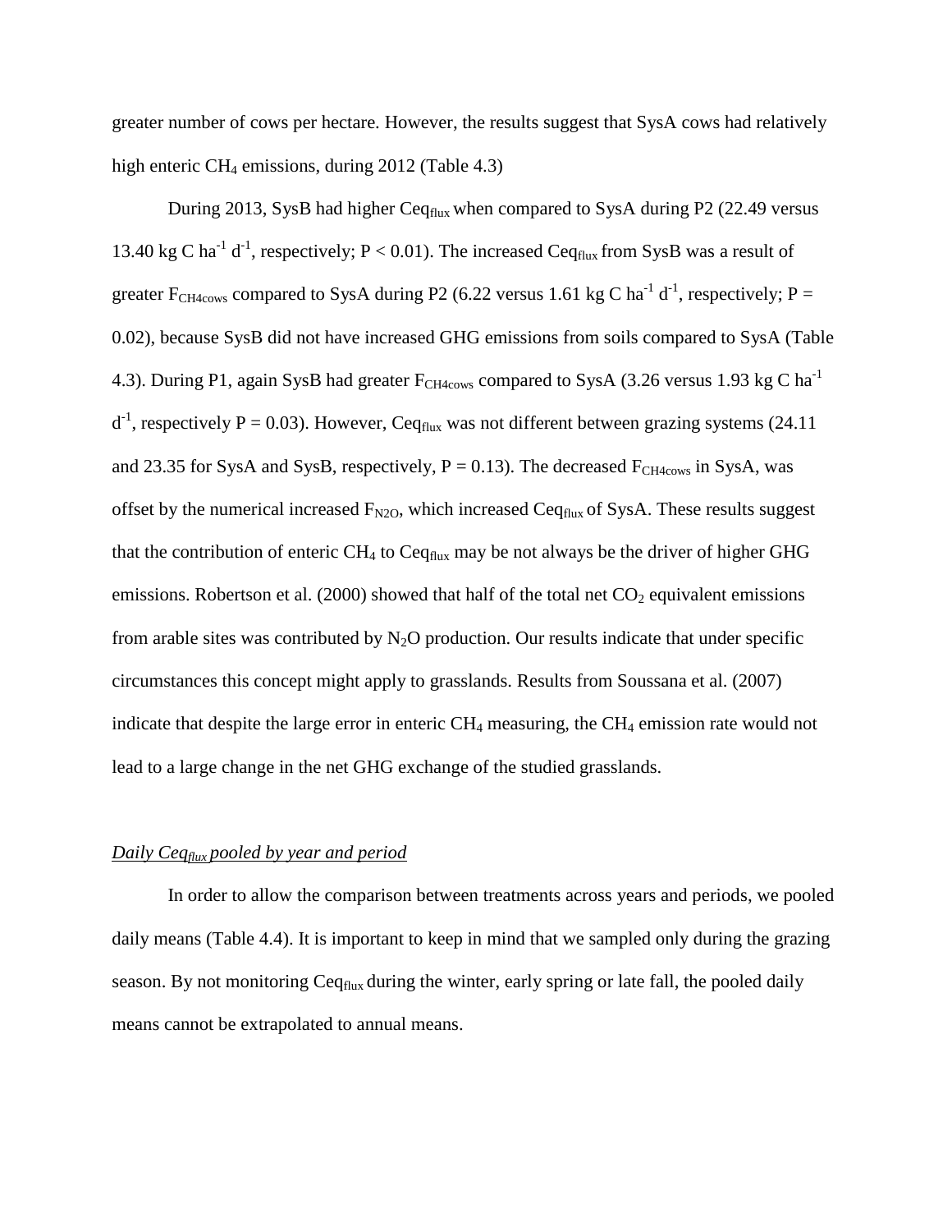greater number of cows per hectare. However, the results suggest that SysA cows had relatively high enteric $CH_4$ emissions, during 2012 (Table 4.3)

During 2013, SysB had higher $Ceq_{flux}$ when compared to SysA during P2 (22.49 versus 13.40 kg C $ha^{-1}$ $d^{-1}$, respectively; $P < 0.01$). The increased $Ceq_{flux}$ from SysB was a result of greater $F_{CH4cows}$ compared to SysA during P2 (6.22 versus 1.61 kg C $ha^{-1}$ $d^{-1}$, respectively; $P = 0.02$), because SysB did not have increased GHG emissions from soils compared to SysA (Table 4.3). During P1, again SysB had greater $F_{CH4cows}$ compared to SysA (3.26 versus 1.93 kg C $ha^{-1}$ $d^{-1}$, respectively $P = 0.03$). However, $Ceq_{flux}$ was not different between grazing systems (24.11 and 23.35 for SysA and SysB, respectively, $P = 0.13$). The decreased $F_{CH4cows}$ in SysA, was offset by the numerical increased $F_{N2O}$, which increased $Ceq_{flux}$ of SysA. These results suggest that the contribution of enteric $CH_4$ to $Ceq_{flux}$ may be not always be the driver of higher GHG emissions. Robertson et al. (2000) showed that half of the total net $CO_2$ equivalent emissions from arable sites was contributed by $N_2O$ production. Our results indicate that under specific circumstances this concept might apply to grasslands. Results from Soussana et al. (2007) indicate that despite the large error in enteric $CH_4$ measuring, the $CH_4$ emission rate would not lead to a large change in the net GHG exchange of the studied grasslands.

*Daily $Ceq_{flux}$ pooled by year and period*

In order to allow the comparison between treatments across years and periods, we pooled daily means (Table 4.4). It is important to keep in mind that we sampled only during the grazing season. By not monitoring $Ceq_{flux}$ during the winter, early spring or late fall, the pooled daily means cannot be extrapolated to annual means.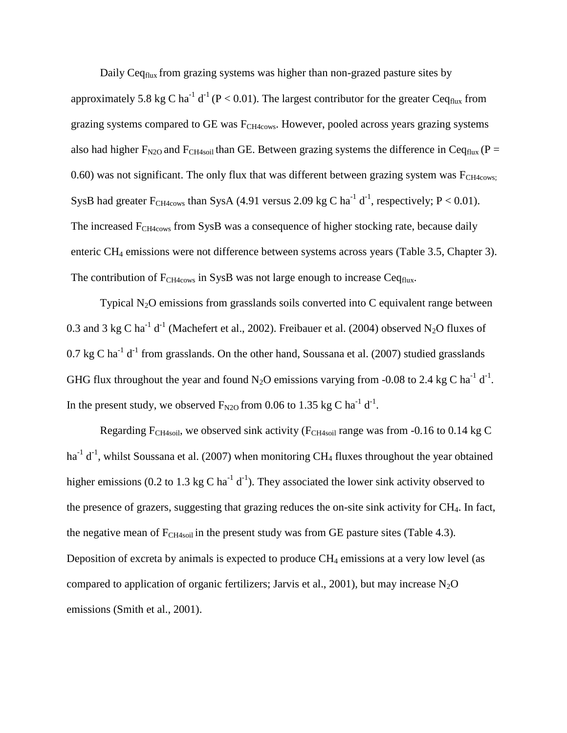Daily $Ceq_{flux}$ from grazing systems was higher than non-grazed pasture sites by approximately 5.8 kg C $ha^{-1}$ $d^{-1}$ ($P < 0.01$). The largest contributor for the greater $Ceq_{flux}$ from grazing systems compared to GE was $F_{CH4cows}$. However, pooled across years grazing systems also had higher $F_{N2O}$ and $F_{CH4soil}$ than GE. Between grazing systems the difference in $Ceq_{flux}$ ($P = 0.60$) was not significant. The only flux that was different between grazing system was $F_{CH4cows;}$ SysB had greater $F_{CH4cows}$ than SysA (4.91 versus 2.09 kg C $ha^{-1}$ $d^{-1}$, respectively; $P < 0.01$). The increased $F_{CH4cows}$ from SysB was a consequence of higher stocking rate, because daily enteric $CH_4$ emissions were not difference between systems across years (Table 3.5, Chapter 3). The contribution of $F_{CH4cows}$ in SysB was not large enough to increase $Ceq_{flux}$.

Typical $N_2O$ emissions from grasslands soils converted into C equivalent range between 0.3 and 3 kg C $ha^{-1}$ $d^{-1}$ (Machefert et al., 2002). Freibauer et al. (2004) observed $N_2O$ fluxes of 0.7 kg C $ha^{-1}$ $d^{-1}$ from grasslands. On the other hand, Soussana et al. (2007) studied grasslands GHG flux throughout the year and found $N_2O$ emissions varying from -0.08 to 2.4 kg C $ha^{-1}$ $d^{-1}$. In the present study, we observed $F_{N2O}$ from 0.06 to 1.35 kg C $ha^{-1}$ $d^{-1}$.

Regarding $F_{CH4soil}$, we observed sink activity ($F_{CH4soil}$ range was from -0.16 to 0.14 kg C $ha^{-1}$ $d^{-1}$, whilst Soussana et al. (2007) when monitoring $CH_4$ fluxes throughout the year obtained higher emissions (0.2 to 1.3 kg C $ha^{-1}$ $d^{-1}$). They associated the lower sink activity observed to the presence of grazers, suggesting that grazing reduces the on-site sink activity for $CH_4$. In fact, the negative mean of $F_{CH4soil}$ in the present study was from GE pasture sites (Table 4.3). Deposition of excreta by animals is expected to produce $CH_4$ emissions at a very low level (as compared to application of organic fertilizers; Jarvis et al., 2001), but may increase $N_2O$ emissions (Smith et al., 2001).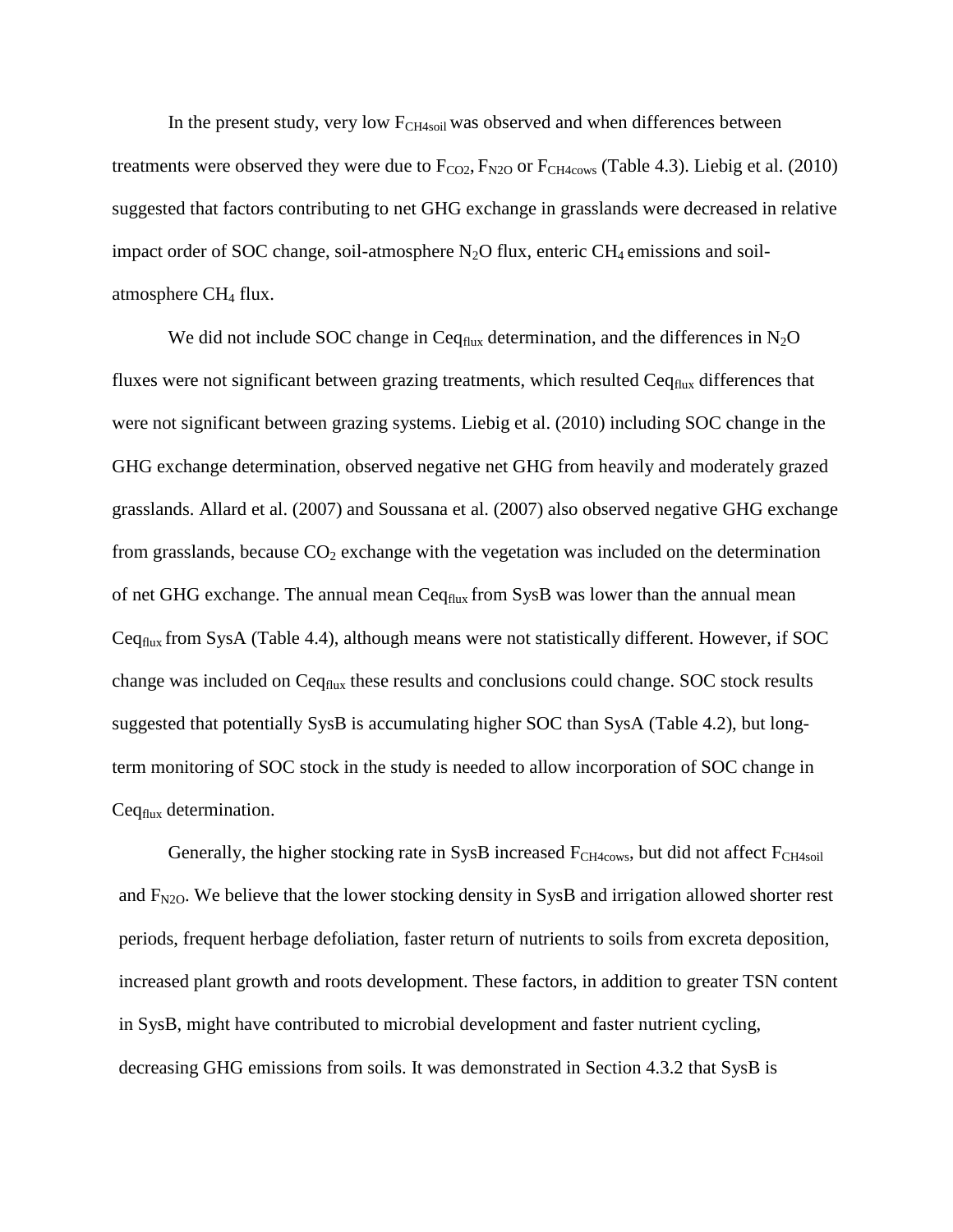In the present study, very low $F_{CH4soil}$ was observed and when differences between treatments were observed they were due to $F_{CO2}$, $F_{N2O}$ or $F_{CH4cows}$ (Table 4.3). Liebig et al. (2010) suggested that factors contributing to net GHG exchange in grasslands were decreased in relative impact order of SOC change, soil-atmosphere $N_2O$ flux, enteric $CH_4$ emissions and soil-atmosphere $CH_4$ flux.

We did not include SOC change in $Ceq_{flux}$ determination, and the differences in $N_2O$ fluxes were not significant between grazing treatments, which resulted $Ceq_{flux}$ differences that were not significant between grazing systems. Liebig et al. (2010) including SOC change in the GHG exchange determination, observed negative net GHG from heavily and moderately grazed grasslands. Allard et al. (2007) and Soussana et al. (2007) also observed negative GHG exchange from grasslands, because $CO_2$ exchange with the vegetation was included on the determination of net GHG exchange. The annual mean $Ceq_{flux}$ from SysB was lower than the annual mean $Ceq_{flux}$ from SysA (Table 4.4), although means were not statistically different. However, if SOC change was included on $Ceq_{flux}$ these results and conclusions could change. SOC stock results suggested that potentially SysB is accumulating higher SOC than SysA (Table 4.2), but long-term monitoring of SOC stock in the study is needed to allow incorporation of SOC change in $Ceq_{flux}$ determination.

Generally, the higher stocking rate in SysB increased $F_{CH4cows}$, but did not affect $F_{CH4soil}$ and $F_{N2O}$. We believe that the lower stocking density in SysB and irrigation allowed shorter rest periods, frequent herbage defoliation, faster return of nutrients to soils from excreta deposition, increased plant growth and roots development. These factors, in addition to greater TSN content in SysB, might have contributed to microbial development and faster nutrient cycling, decreasing GHG emissions from soils. It was demonstrated in Section 4.3.2 that SysB is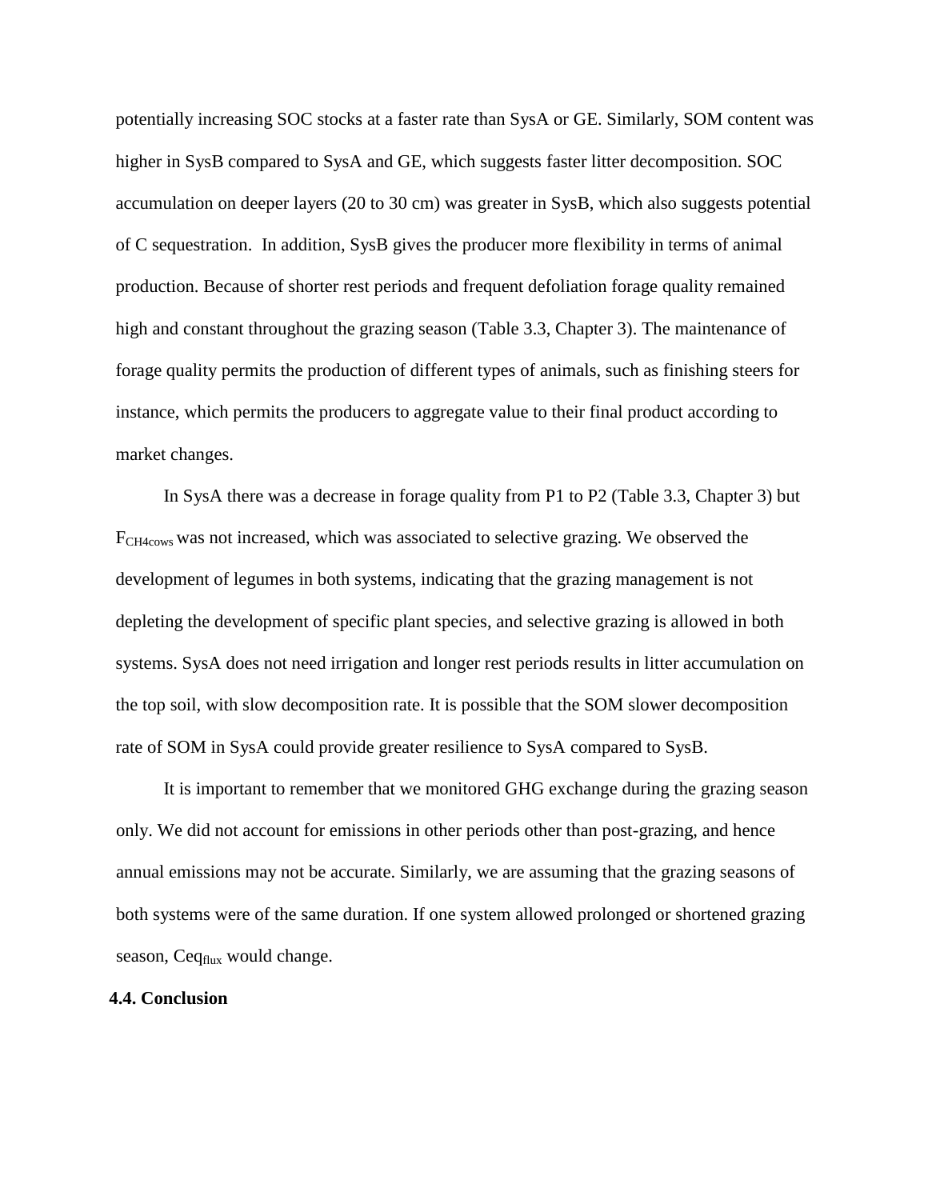potentially increasing SOC stocks at a faster rate than SysA or GE. Similarly, SOM content was higher in SysB compared to SysA and GE, which suggests faster litter decomposition. SOC accumulation on deeper layers (20 to 30 cm) was greater in SysB, which also suggests potential of C sequestration.  In addition, SysB gives the producer more flexibility in terms of animal production. Because of shorter rest periods and frequent defoliation forage quality remained high and constant throughout the grazing season (Table 3.3, Chapter 3). The maintenance of forage quality permits the production of different types of animals, such as finishing steers for instance, which permits the producers to aggregate value to their final product according to market changes.

In SysA there was a decrease in forage quality from P1 to P2 (Table 3.3, Chapter 3) but $F_{CH4cows}$ was not increased, which was associated to selective grazing. We observed the development of legumes in both systems, indicating that the grazing management is not depleting the development of specific plant species, and selective grazing is allowed in both systems. SysA does not need irrigation and longer rest periods results in litter accumulation on the top soil, with slow decomposition rate. It is possible that the SOM slower decomposition rate of SOM in SysA could provide greater resilience to SysA compared to SysB.

It is important to remember that we monitored GHG exchange during the grazing season only. We did not account for emissions in other periods other than post-grazing, and hence annual emissions may not be accurate. Similarly, we are assuming that the grazing seasons of both systems were of the same duration. If one system allowed prolonged or shortened grazing season, $Ceq_{flux}$ would change.

### 4.4. Conclusion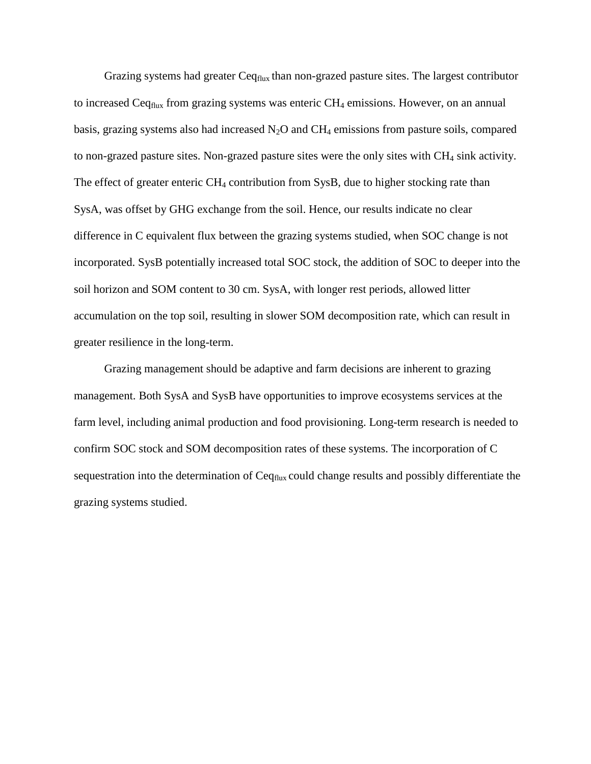Grazing systems had greater $Ceq_{flux}$ than non-grazed pasture sites. The largest contributor to increased $Ceq_{flux}$ from grazing systems was enteric $CH_4$ emissions. However, on an annual basis, grazing systems also had increased $N_2O$ and $CH_4$ emissions from pasture soils, compared to non-grazed pasture sites. Non-grazed pasture sites were the only sites with $CH_4$ sink activity. The effect of greater enteric $CH_4$ contribution from SysB, due to higher stocking rate than SysA, was offset by GHG exchange from the soil. Hence, our results indicate no clear difference in C equivalent flux between the grazing systems studied, when SOC change is not incorporated. SysB potentially increased total SOC stock, the addition of SOC to deeper into the soil horizon and SOM content to 30 cm. SysA, with longer rest periods, allowed litter accumulation on the top soil, resulting in slower SOM decomposition rate, which can result in greater resilience in the long-term.

Grazing management should be adaptive and farm decisions are inherent to grazing management. Both SysA and SysB have opportunities to improve ecosystems services at the farm level, including animal production and food provisioning. Long-term research is needed to confirm SOC stock and SOM decomposition rates of these systems. The incorporation of C sequestration into the determination of $Ceq_{flux}$ could change results and possibly differentiate the grazing systems studied.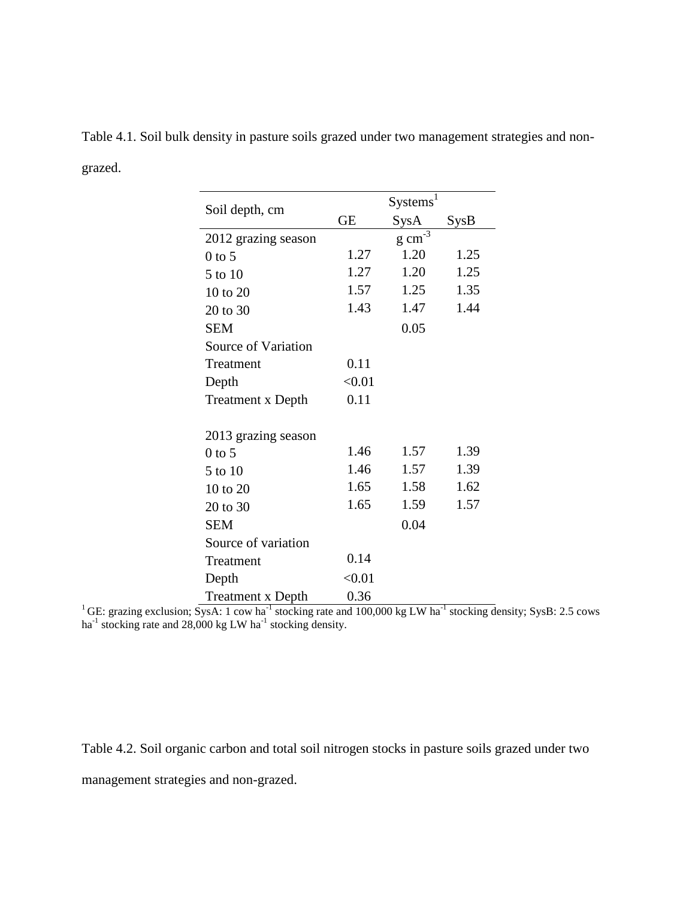Table 4.1. Soil bulk density in pasture soils grazed under two management strategies and non-grazed.

| Soil depth, cm | Systems[1] | | |
|---|---|---|---|
| | GE | SysA | SysB |
| 2012 grazing season | | $g\ cm^{-3}$ | |
| 0 to 5 | 1.27 | 1.20 | 1.25 |
| 5 to 10 | 1.27 | 1.20 | 1.25 |
| 10 to 20 | 1.57 | 1.25 | 1.35 |
| 20 to 30 | 1.43 | 1.47 | 1.44 |
| SEM | | 0.05 | |
| Source of Variation | | | |
| Treatment | 0.11 | | |
| Depth | <0.01 | | |
| Treatment x Depth | 0.11 | | |
| | | | |
| 2013 grazing season | | | |
| 0 to 5 | 1.46 | 1.57 | 1.39 |
| 5 to 10 | 1.46 | 1.57 | 1.39 |
| 10 to 20 | 1.65 | 1.58 | 1.62 |
| 20 to 30 | 1.65 | 1.59 | 1.57 |
| SEM | | 0.04 | |
| Source of variation | | | |
| Treatment | 0.14 | | |
| Depth | <0.01 | | |
| Treatment x Depth | 0.36 | | |

[1] GE: grazing exclusion; SysA: 1 cow $ha^{-1}$ stocking rate and 100,000 kg LW $ha^{-1}$ stocking density; SysB: 2.5 cows $ha^{-1}$ stocking rate and 28,000 kg LW $ha^{-1}$ stocking density.

Table 4.2. Soil organic carbon and total soil nitrogen stocks in pasture soils grazed under two management strategies and non-grazed.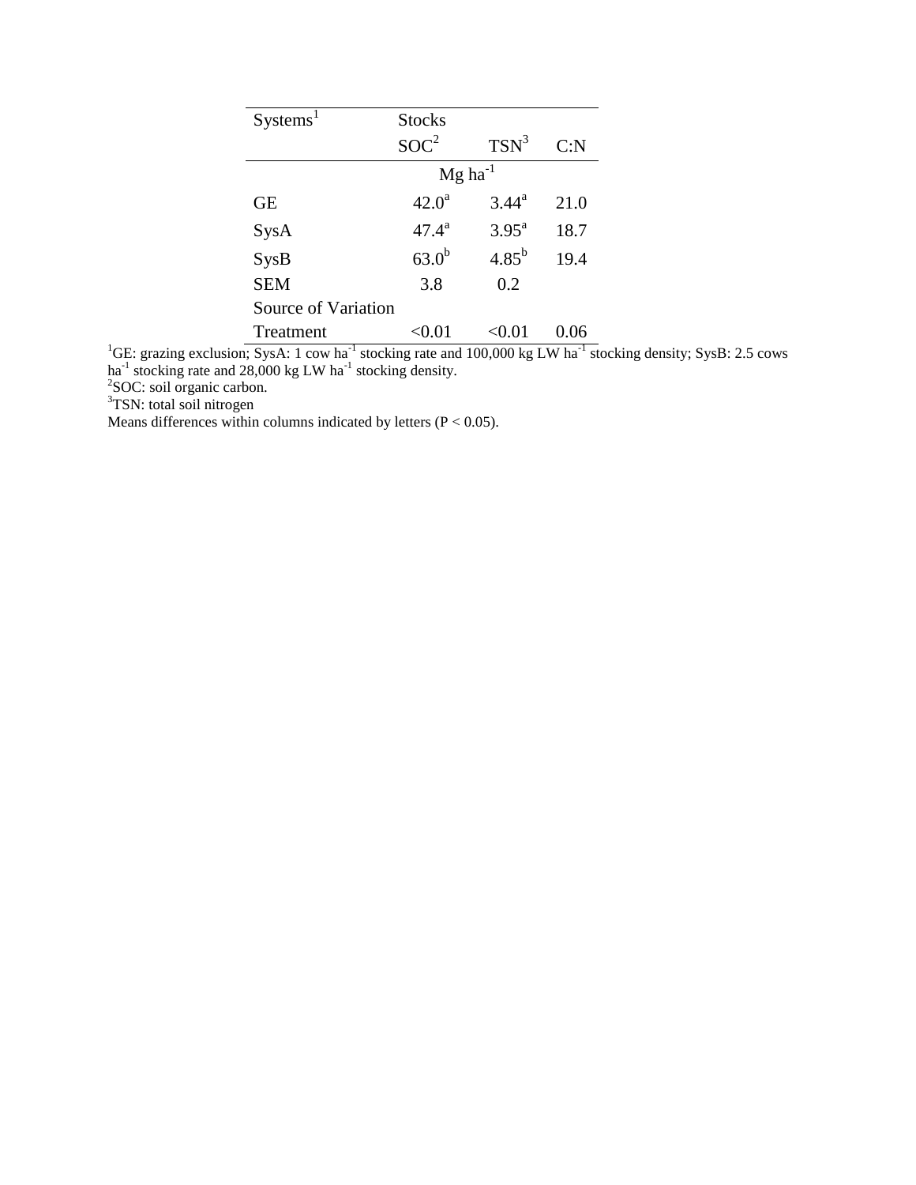| Systems[1] | Stocks | | |
|---|---|---|---|
| | SOC[2] | TSN[3] | C:N |
| | Mg ha$^{-1}$ | | |
| GE | 42.0[a] | 3.44[a] | 21.0 |
| SysA | 47.4[a] | 3.95[a] | 18.7 |
| SysB | 63.0[b] | 4.85[b] | 19.4 |
| SEM | 3.8 | 0.2 | |
| Source of Variation | | | |
| Treatment | <0.01 | <0.01 | 0.06 |

[1]GE: grazing exclusion; SysA: 1 cow ha$^{-1}$ stocking rate and 100,000 kg LW ha$^{-1}$ stocking density; SysB: 2.5 cows ha$^{-1}$ stocking rate and 28,000 kg LW ha$^{-1}$ stocking density.
[2]SOC: soil organic carbon.
[3]TSN: total soil nitrogen
Means differences within columns indicated by letters ($P < 0.05$).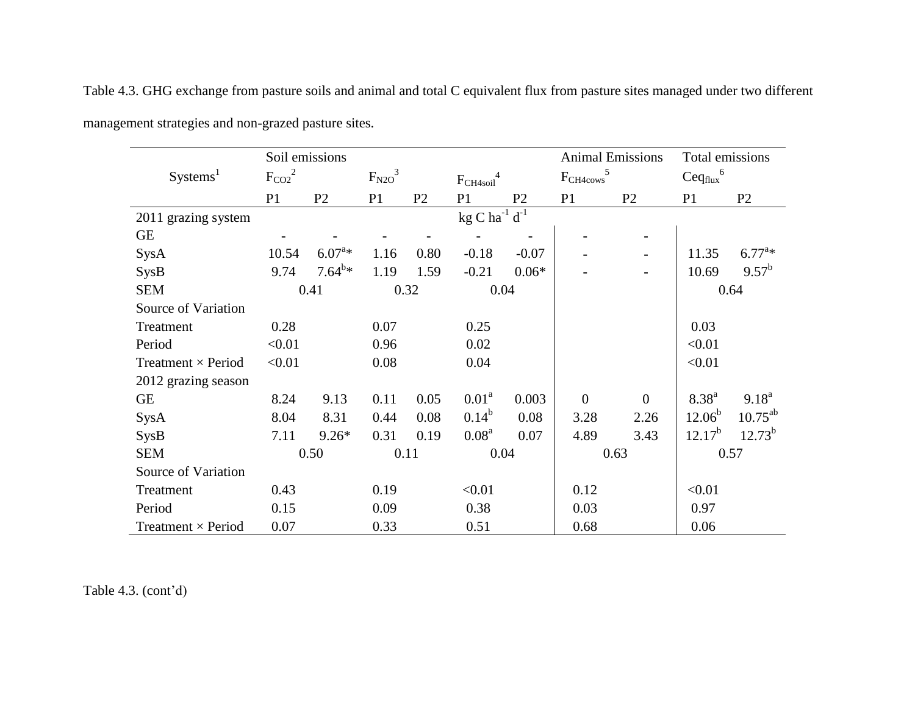Table 4.3. GHG exchange from pasture soils and animal and total C equivalent flux from pasture sites managed under two different management strategies and non-grazed pasture sites.

| Systems[1] | Soil emissions $F_{CO2}$[2] | | $F_{N2O}$[3] | | $F_{CH4soil}$[4] | | Animal Emissions $F_{CH4cows}$[5] | | Total emissions $Ceq_{flux}$[6] | |
|---|---|---|---|---|---|---|---|---|---|---|
| | P1 | P2 | P1 | P2 | P1 | P2 | P1 | P2 | P1 | P2 |
| 2011 grazing system | kg C ha$^{-1}$ d$^{-1}$ | | | | | | | | | |
| GE | - | - | - | - | - | - | - | - | | |
| SysA | 10.54 | 6.07[a]* | 1.16 | 0.80 | -0.18 | -0.07 | - | - | 11.35 | 6.77[a]* |
| SysB | 9.74 | 7.64[b]* | 1.19 | 1.59 | -0.21 | 0.06* | - | - | 10.69 | 9.57[b] |
| SEM | 0.41 | | 0.32 | | 0.04 | | | | 0.64 | |
| Source of Variation | | | | | | | | | | |
| Treatment | 0.28 | | 0.07 | | 0.25 | | | | 0.03 | |
| Period | <0.01 | | 0.96 | | 0.02 | | | | <0.01 | |
| Treatment × Period | <0.01 | | 0.08 | | 0.04 | | | | <0.01 | |
| 2012 grazing season | | | | | | | | | | |
| GE | 8.24 | 9.13 | 0.11 | 0.05 | 0.01[a] | 0.003 | 0 | 0 | 8.38[a] | 9.18[a] |
| SysA | 8.04 | 8.31 | 0.44 | 0.08 | 0.14[b] | 0.08 | 3.28 | 2.26 | 12.06[b] | 10.75[ab] |
| SysB | 7.11 | 9.26* | 0.31 | 0.19 | 0.08[a] | 0.07 | 4.89 | 3.43 | 12.17[b] | 12.73[b] |
| SEM | 0.50 | | 0.11 | | 0.04 | | 0.63 | | 0.57 | |
| Source of Variation | | | | | | | | | | |
| Treatment | 0.43 | | 0.19 | | <0.01 | | 0.12 | | <0.01 | |
| Period | 0.15 | | 0.09 | | 0.38 | | 0.03 | | 0.97 | |
| Treatment × Period | 0.07 | | 0.33 | | 0.51 | | 0.68 | | 0.06 | |

Table 4.3. (cont'd)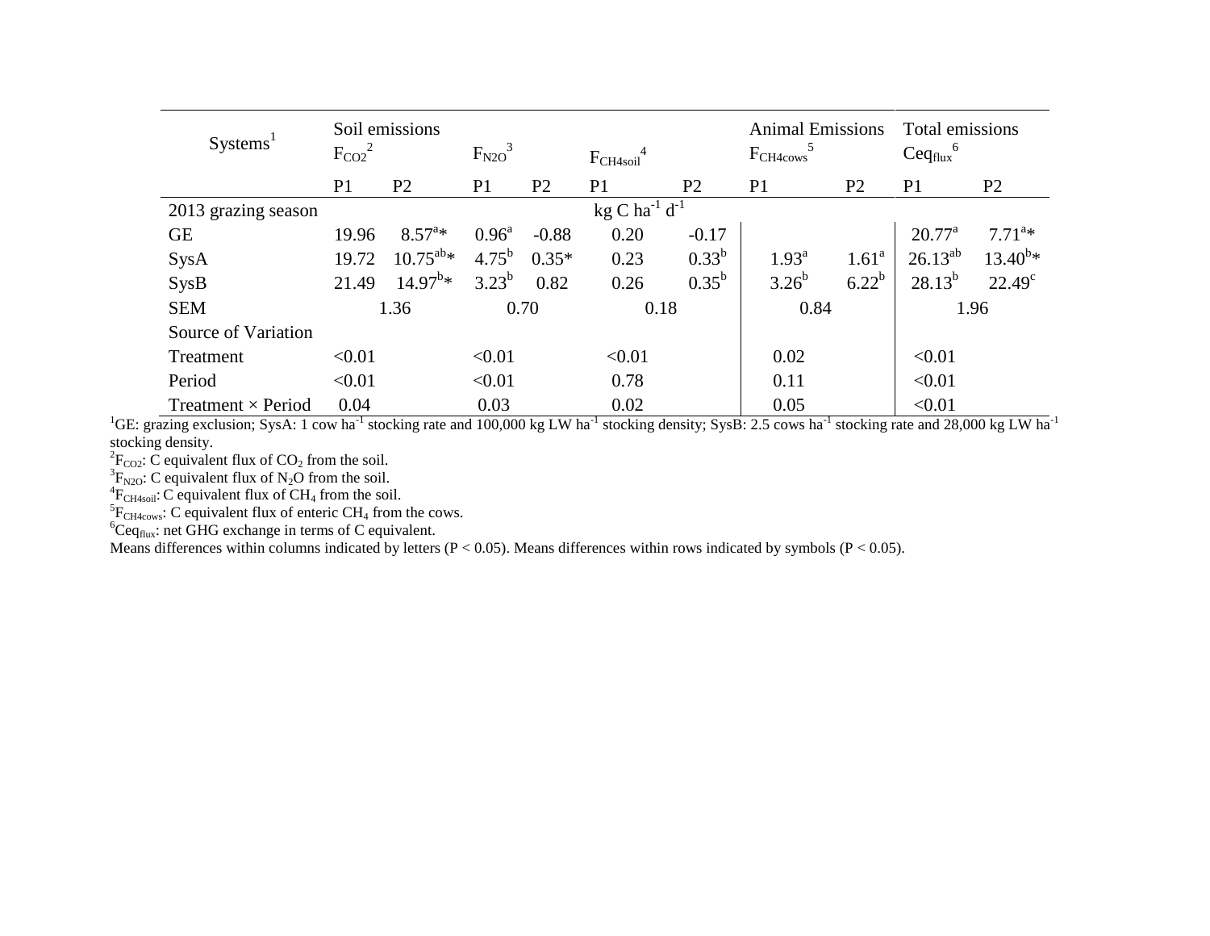| Systems[1] | Soil emissions $F_{CO2}$[2] | | $F_{N2O}$[3] | | $F_{CH4soil}$[4] | | Animal Emissions $F_{CH4cows}$[5] | | Total emissions $Ceq_{flux}$[6] | |
|---|---|---|---|---|---|---|---|---|---|---|
| | P1 | P2 | P1 | P2 | P1 | P2 | P1 | P2 | P1 | P2 |
| 2013 grazing season | kg C ha$^{-1}$ d$^{-1}$ | | | | | | | | | |
| GE | 19.96 | 8.57$^{a}$* | 0.96$^{a}$ | -0.88 | 0.20 | -0.17 | | | 20.77$^{a}$ | 7.71$^{a}$* |
| SysA | 19.72 | 10.75$^{ab}$* | 4.75$^{b}$ | 0.35* | 0.23 | 0.33$^{b}$ | 1.93$^{a}$ | 1.61$^{a}$ | 26.13$^{ab}$ | 13.40$^{b}$* |
| SysB | 21.49 | 14.97$^{b}$* | 3.23$^{b}$ | 0.82 | 0.26 | 0.35$^{b}$ | 3.26$^{b}$ | 6.22$^{b}$ | 28.13$^{b}$ | 22.49$^{c}$ |
| SEM | 1.36 | | 0.70 | | 0.18 | | 0.84 | | 1.96 | |
| Source of Variation | | | | | | | | | | |
| Treatment | <0.01 | | <0.01 | | <0.01 | | 0.02 | | <0.01 | |
| Period | <0.01 | | <0.01 | | 0.78 | | 0.11 | | <0.01 | |
| Treatment × Period | 0.04 | | 0.03 | | 0.02 | | 0.05 | | <0.01 | |

[1]GE: grazing exclusion; SysA: 1 cow ha$^{-1}$ stocking rate and 100,000 kg LW ha$^{-1}$ stocking density; SysB: 2.5 cows ha$^{-1}$ stocking rate and 28,000 kg LW ha$^{-1}$ stocking density.

[2]$F_{CO2}$: C equivalent flux of $CO_2$ from the soil.

[3]$F_{N2O}$: C equivalent flux of $N_2O$ from the soil.

[4]$F_{CH4soil}$: C equivalent flux of $CH_4$ from the soil.

[5]$F_{CH4cows}$: C equivalent flux of enteric $CH_4$ from the cows.

[6]$Ceq_{flux}$: net GHG exchange in terms of C equivalent.

Means differences within columns indicated by letters ($P < 0.05$). Means differences within rows indicated by symbols ($P < 0.05$).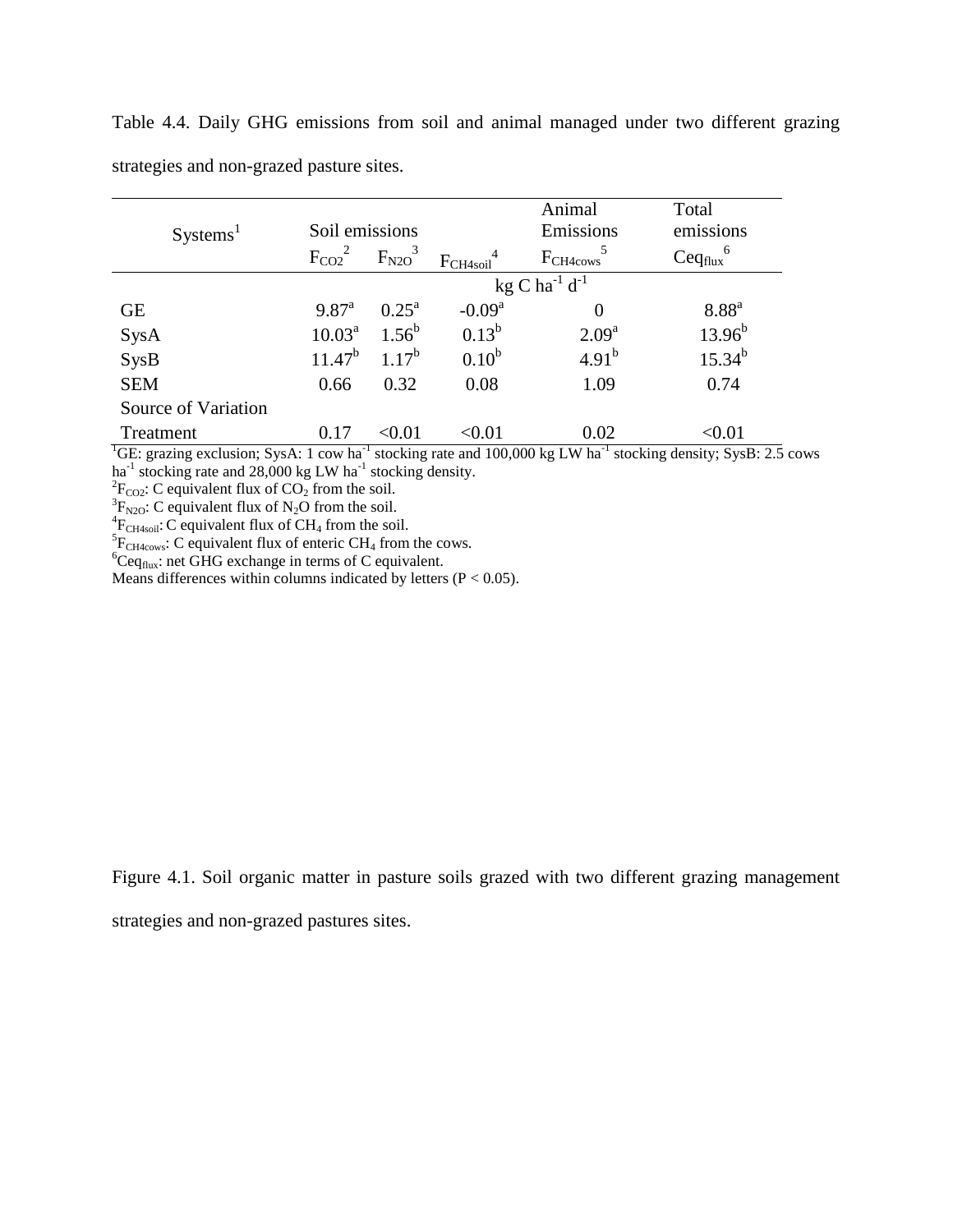Table 4.4. Daily GHG emissions from soil and animal managed under two different grazing strategies and non-grazed pasture sites.

| Systems[1] | Soil emissions | | | Animal Emissions | Total emissions |
|---|---|---|---|---|---|
| | $F_{CO2}$[2] | $F_{N2O}$[3] | $F_{CH4soil}$[4] | $F_{CH4cows}$[5] | $Ceq_{flux}$[6] |
| | kg C $ha^{-1}$ $d^{-1}$ | | | | |
| GE | 9.87[a] | 0.25[a] | -0.09[a] | 0 | 8.88[a] |
| SysA | 10.03[a] | 1.56[b] | 0.13[b] | 2.09[a] | 13.96[b] |
| SysB | 11.47[b] | 1.17[b] | 0.10[b] | 4.91[b] | 15.34[b] |
| SEM | 0.66 | 0.32 | 0.08 | 1.09 | 0.74 |
| Source of Variation | | | | | |
| Treatment | 0.17 | <0.01 | <0.01 | 0.02 | <0.01 |

[1]GE: grazing exclusion; SysA: 1 cow $ha^{-1}$ stocking rate and 100,000 kg LW $ha^{-1}$ stocking density; SysB: 2.5 cows $ha^{-1}$ stocking rate and 28,000 kg LW $ha^{-1}$ stocking density.
[2]$F_{CO2}$: C equivalent flux of $CO_2$ from the soil.
[3]$F_{N2O}$: C equivalent flux of $N_2O$ from the soil.
[4]$F_{CH4soil}$: C equivalent flux of $CH_4$ from the soil.
[5]$F_{CH4cows}$: C equivalent flux of enteric $CH_4$ from the cows.
[6]$Ceq_{flux}$: net GHG exchange in terms of C equivalent.
Means differences within columns indicated by letters ($P < 0.05$).

Figure 4.1. Soil organic matter in pasture soils grazed with two different grazing management strategies and non-grazed pastures sites.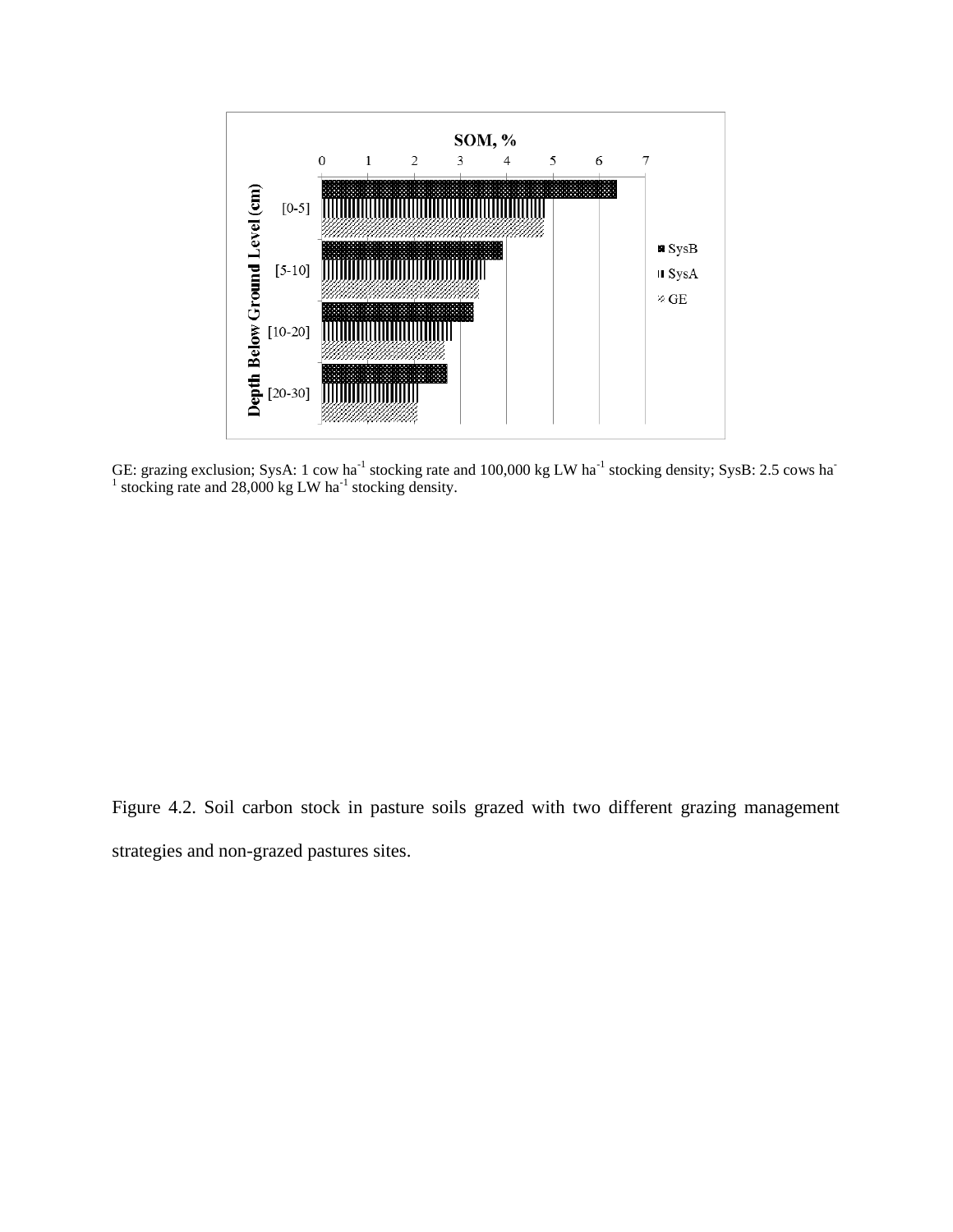GE: grazing exclusion; SysA: 1 cow $ha^{-1}$ stocking rate and 100,000 kg LW $ha^{-1}$ stocking density; SysB: 2.5 cows $ha^{-1}$ stocking rate and 28,000 kg LW $ha^{-1}$ stocking density.

Figure 4.2. Soil carbon stock in pasture soils grazed with two different grazing management strategies and non-grazed pastures sites.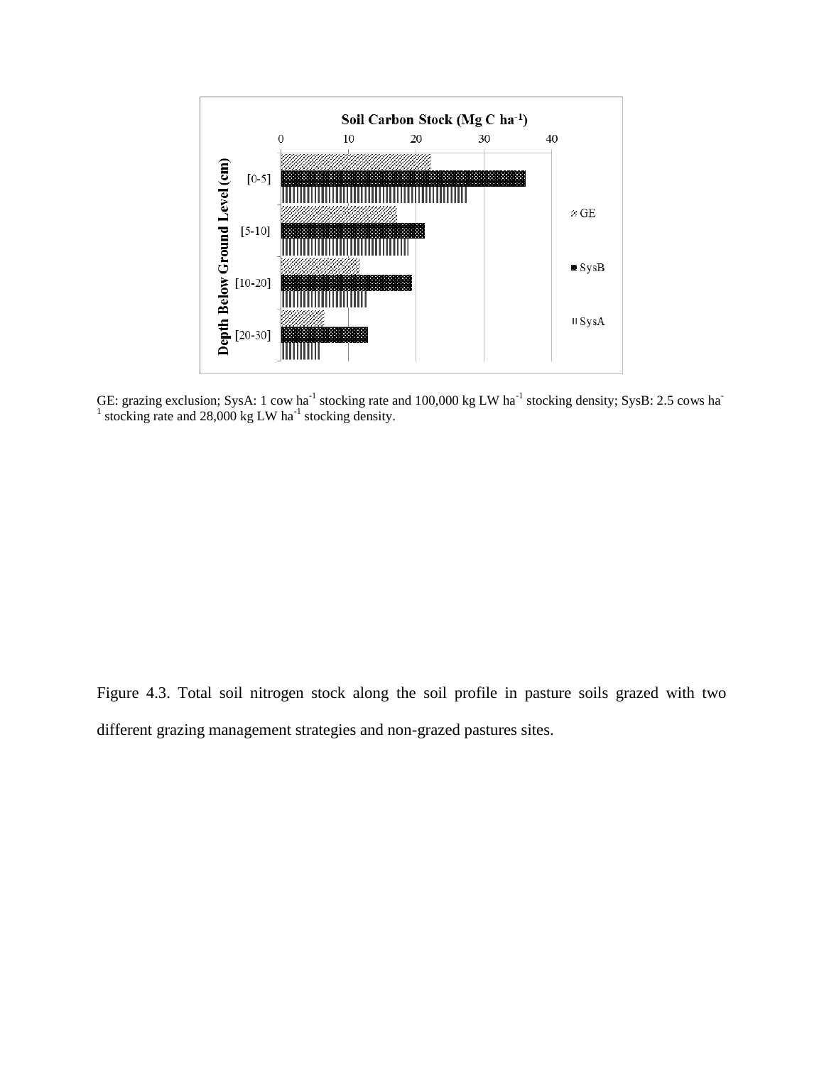GE: grazing exclusion; SysA: 1 cow ha$^{-1}$ stocking rate and 100,000 kg LW ha$^{-1}$ stocking density; SysB: 2.5 cows ha$^{-1}$ stocking rate and 28,000 kg LW ha$^{-1}$ stocking density.

Figure 4.3. Total soil nitrogen stock along the soil profile in pasture soils grazed with two different grazing management strategies and non-grazed pastures sites.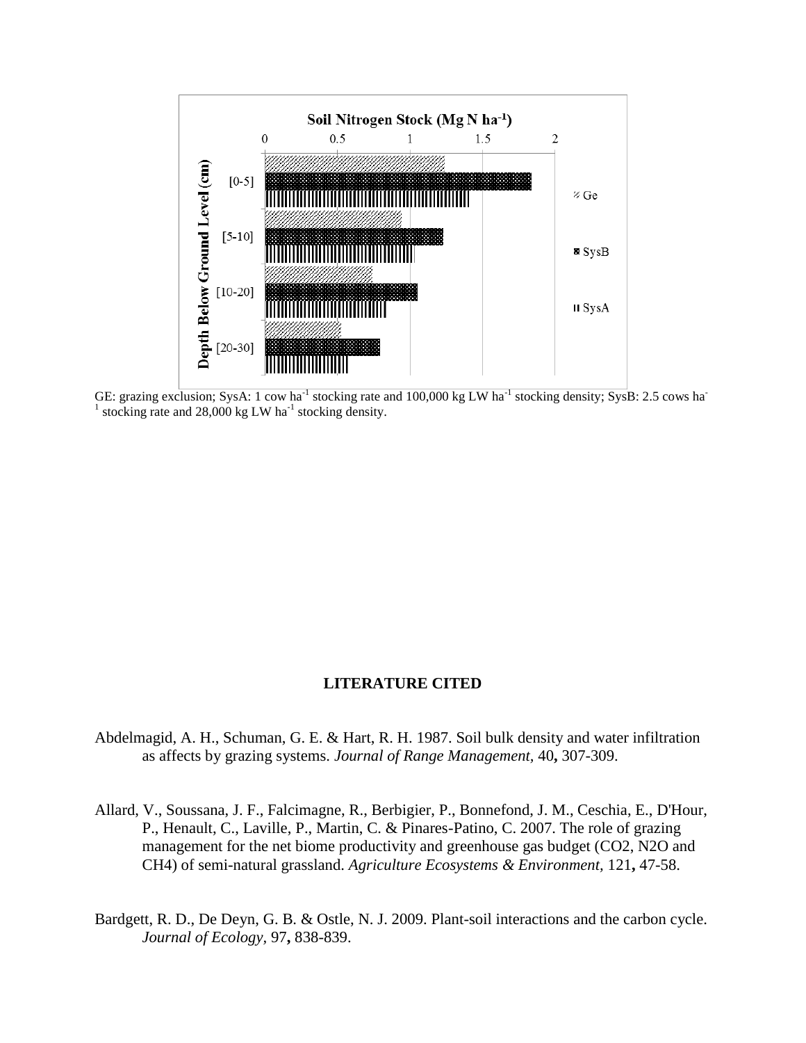GE: grazing exclusion; SysA: 1 cow ha$^{-1}$ stocking rate and 100,000 kg LW ha$^{-1}$ stocking density; SysB: 2.5 cows ha$^{-1}$ stocking rate and 28,000 kg LW ha$^{-1}$ stocking density.

## LITERATURE CITED

Abdelmagid, A. H., Schuman, G. E. & Hart, R. H. 1987. Soil bulk density and water infiltration as affects by grazing systems. *Journal of Range Management,* 40**,** 307-309.

Allard, V., Soussana, J. F., Falcimagne, R., Berbigier, P., Bonnefond, J. M., Ceschia, E., D'Hour, P., Henault, C., Laville, P., Martin, C. & Pinares-Patino, C. 2007. The role of grazing management for the net biome productivity and greenhouse gas budget (CO2, N2O and CH4) of semi-natural grassland. *Agriculture Ecosystems & Environment,* 121**,** 47-58.

Bardgett, R. D., De Deyn, G. B. & Ostle, N. J. 2009. Plant-soil interactions and the carbon cycle. *Journal of Ecology,* 97**,** 838-839.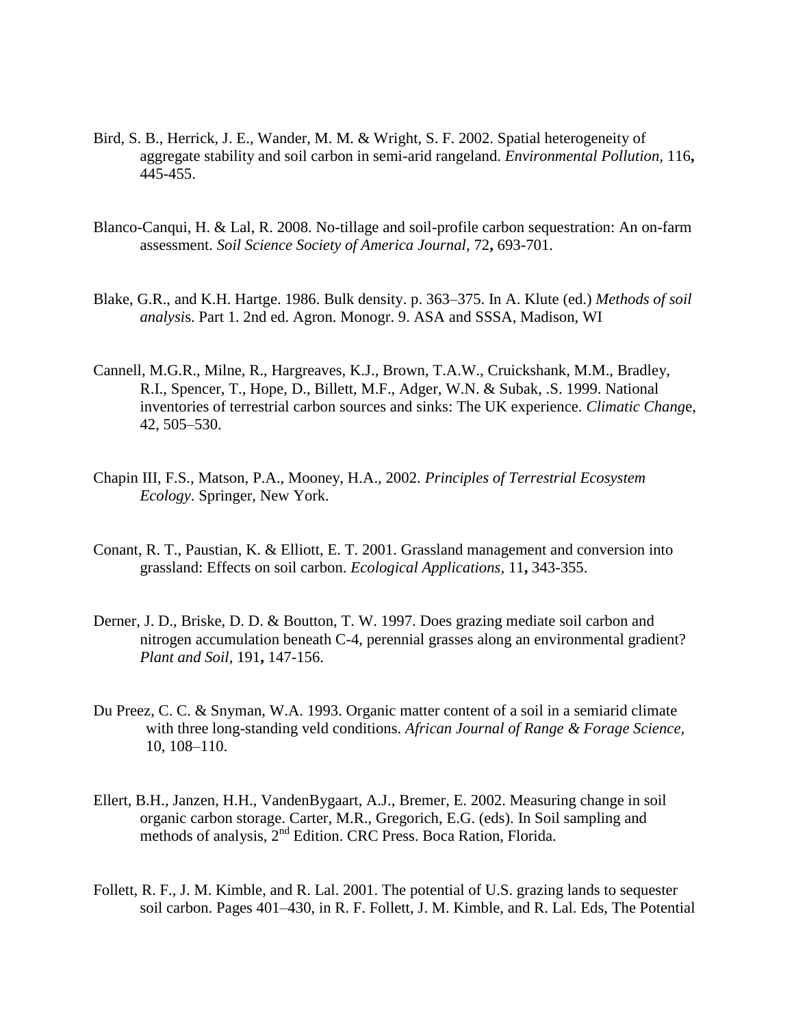Bird, S. B., Herrick, J. E., Wander, M. M. & Wright, S. F. 2002. Spatial heterogeneity of aggregate stability and soil carbon in semi-arid rangeland. *Environmental Pollution,* 116**,** 445-455.

Blanco-Canqui, H. & Lal, R. 2008. No-tillage and soil-profile carbon sequestration: An on-farm assessment. *Soil Science Society of America Journal*, 72**,** 693-701.

Blake, G.R., and K.H. Hartge. 1986. Bulk density. p. 363–375. In A. Klute (ed.) *Methods of soil analysi*s. Part 1. 2nd ed. Agron. Monogr. 9. ASA and SSSA, Madison, WI

Cannell, M.G.R., Milne, R., Hargreaves, K.J., Brown, T.A.W., Cruickshank, M.M., Bradley, R.I., Spencer, T., Hope, D., Billett, M.F., Adger, W.N. & Subak, .S. 1999. National inventories of terrestrial carbon sources and sinks: The UK experience. *Climatic Chang*e, 42, 505–530.

Chapin III, F.S., Matson, P.A., Mooney, H.A., 2002. *Principles of Terrestrial Ecosystem Ecology*. Springer, New York.

Conant, R. T., Paustian, K. & Elliott, E. T. 2001. Grassland management and conversion into grassland: Effects on soil carbon. *Ecological Applications,* 11**,** 343-355.

Derner, J. D., Briske, D. D. & Boutton, T. W. 1997. Does grazing mediate soil carbon and nitrogen accumulation beneath C-4, perennial grasses along an environmental gradient? *Plant and Soil,* 191**,** 147-156.

Du Preez, C. C. & Snyman, W.A. 1993. Organic matter content of a soil in a semiarid climate with three long-standing veld conditions. *African Journal of Range & Forage Science,* 10, 108–110.

Ellert, B.H., Janzen, H.H., VandenBygaart, A.J., Bremer, E. 2002. Measuring change in soil organic carbon storage. Carter, M.R., Gregorich, E.G. (eds). In Soil sampling and methods of analysis, 2nd Edition. CRC Press. Boca Ration, Florida.

Follett, R. F., J. M. Kimble, and R. Lal. 2001. The potential of U.S. grazing lands to sequester soil carbon. Pages 401–430, in R. F. Follett, J. M. Kimble, and R. Lal. Eds, The Potential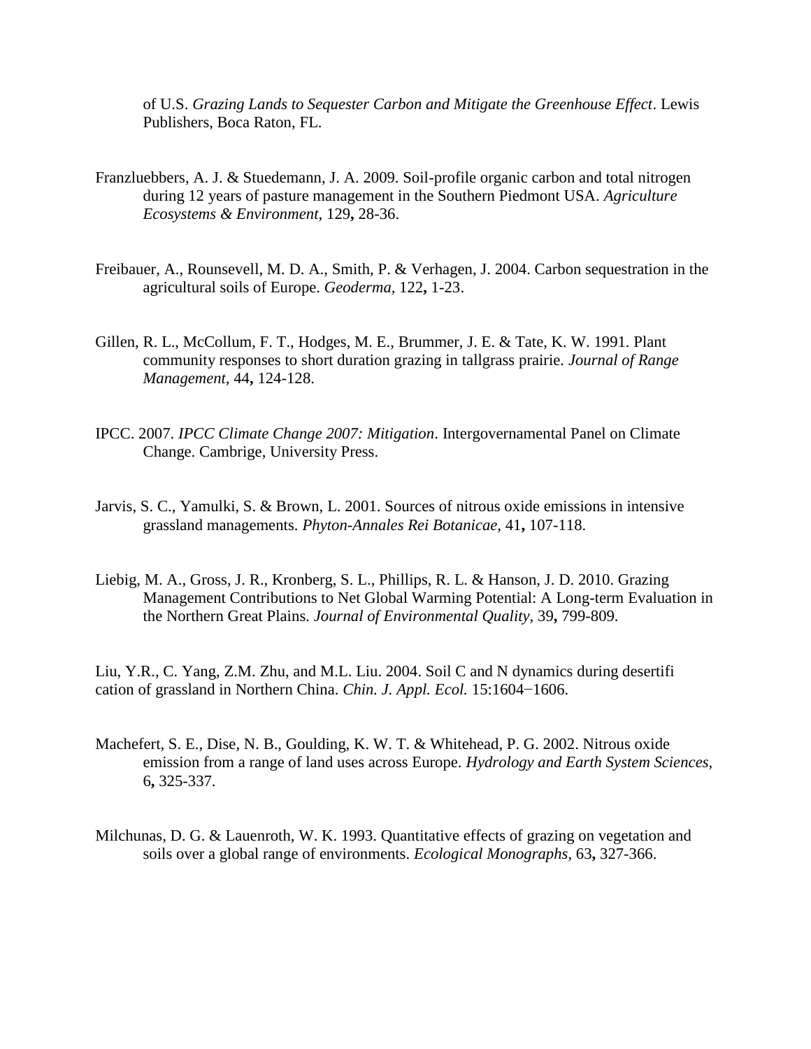of U.S. *Grazing Lands to Sequester Carbon and Mitigate the Greenhouse Effect*. Lewis Publishers, Boca Raton, FL.

Franzluebbers, A. J. & Stuedemann, J. A. 2009. Soil-profile organic carbon and total nitrogen during 12 years of pasture management in the Southern Piedmont USA. *Agriculture Ecosystems & Environment,* 129**,** 28-36.

Freibauer, A., Rounsevell, M. D. A., Smith, P. & Verhagen, J. 2004. Carbon sequestration in the agricultural soils of Europe. *Geoderma,* 122**,** 1-23.

Gillen, R. L., McCollum, F. T., Hodges, M. E., Brummer, J. E. & Tate, K. W. 1991. Plant community responses to short duration grazing in tallgrass prairie. *Journal of Range Management,* 44**,** 124-128.

IPCC. 2007. *IPCC Climate Change 2007: Mitigation*. Intergovernamental Panel on Climate Change. Cambrige, University Press.

Jarvis, S. C., Yamulki, S. & Brown, L. 2001. Sources of nitrous oxide emissions in intensive grassland managements. *Phyton-Annales Rei Botanicae,* 41**,** 107-118.

Liebig, M. A., Gross, J. R., Kronberg, S. L., Phillips, R. L. & Hanson, J. D. 2010. Grazing Management Contributions to Net Global Warming Potential: A Long-term Evaluation in the Northern Great Plains. *Journal of Environmental Quality,* 39**,** 799-809.

Liu, Y.R., C. Yang, Z.M. Zhu, and M.L. Liu. 2004. Soil C and N dynamics during desertifi cation of grassland in Northern China. *Chin. J. Appl. Ecol.* 15:1604−1606.

Machefert, S. E., Dise, N. B., Goulding, K. W. T. & Whitehead, P. G. 2002. Nitrous oxide emission from a range of land uses across Europe. *Hydrology and Earth System Sciences,* 6**,** 325-337.

Milchunas, D. G. & Lauenroth, W. K. 1993. Quantitative effects of grazing on vegetation and soils over a global range of environments. *Ecological Monographs,* 63**,** 327-366.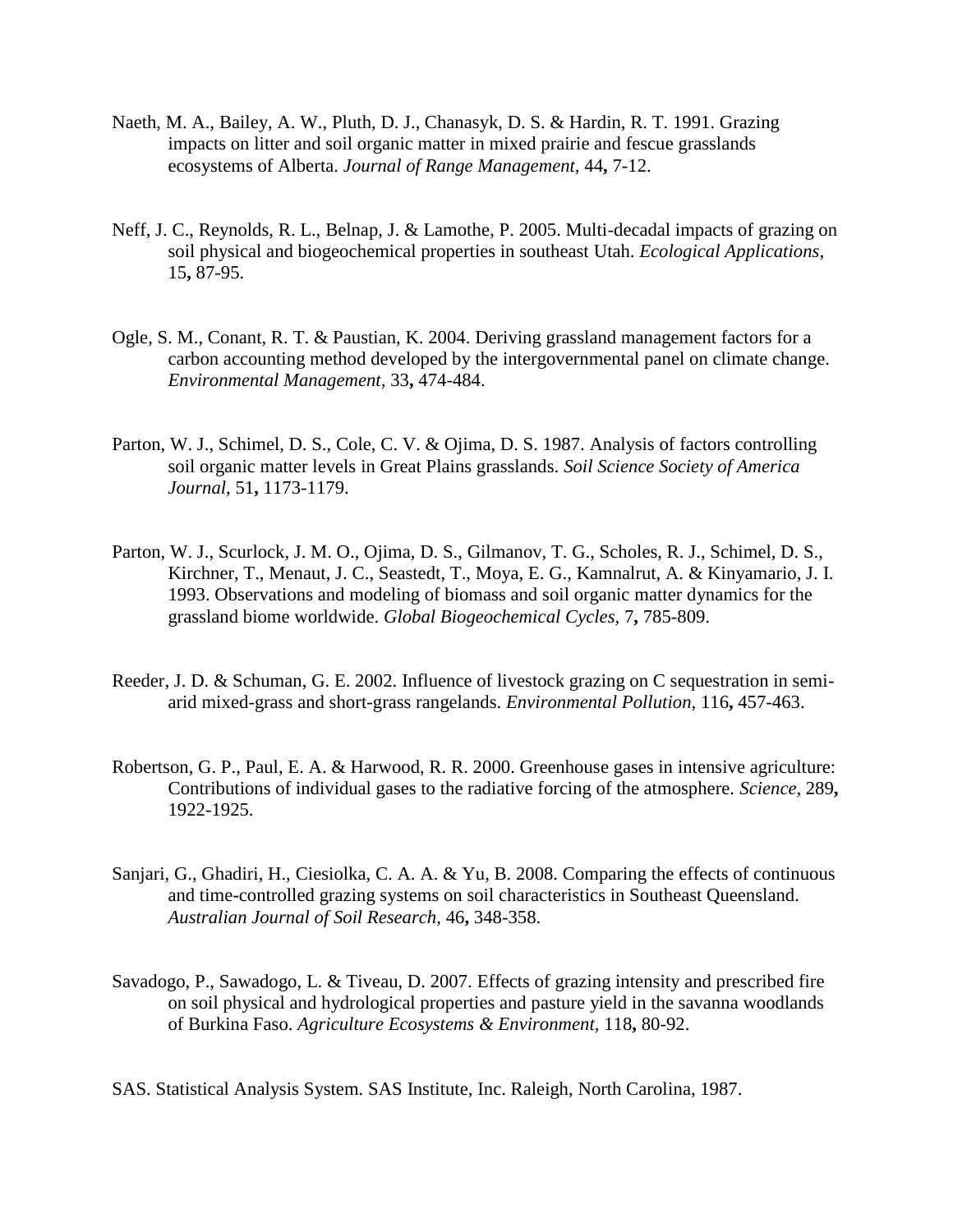Naeth, M. A., Bailey, A. W., Pluth, D. J., Chanasyk, D. S. & Hardin, R. T. 1991. Grazing impacts on litter and soil organic matter in mixed prairie and fescue grasslands ecosystems of Alberta. *Journal of Range Management,* 44**,** 7-12.

Neff, J. C., Reynolds, R. L., Belnap, J. & Lamothe, P. 2005. Multi-decadal impacts of grazing on soil physical and biogeochemical properties in southeast Utah. *Ecological Applications,* 15**,** 87-95.

Ogle, S. M., Conant, R. T. & Paustian, K. 2004. Deriving grassland management factors for a carbon accounting method developed by the intergovernmental panel on climate change. *Environmental Management,* 33**,** 474-484.

Parton, W. J., Schimel, D. S., Cole, C. V. & Ojima, D. S. 1987. Analysis of factors controlling soil organic matter levels in Great Plains grasslands. *Soil Science Society of America Journal,* 51**,** 1173-1179.

Parton, W. J., Scurlock, J. M. O., Ojima, D. S., Gilmanov, T. G., Scholes, R. J., Schimel, D. S., Kirchner, T., Menaut, J. C., Seastedt, T., Moya, E. G., Kamnalrut, A. & Kinyamario, J. I. 1993. Observations and modeling of biomass and soil organic matter dynamics for the grassland biome worldwide. *Global Biogeochemical Cycles,* 7**,** 785-809.

Reeder, J. D. & Schuman, G. E. 2002. Influence of livestock grazing on C sequestration in semi-arid mixed-grass and short-grass rangelands. *Environmental Pollution,* 116**,** 457-463.

Robertson, G. P., Paul, E. A. & Harwood, R. R. 2000. Greenhouse gases in intensive agriculture: Contributions of individual gases to the radiative forcing of the atmosphere. *Science,* 289**,** 1922-1925.

Sanjari, G., Ghadiri, H., Ciesiolka, C. A. A. & Yu, B. 2008. Comparing the effects of continuous and time-controlled grazing systems on soil characteristics in Southeast Queensland. *Australian Journal of Soil Research,* 46**,** 348-358.

Savadogo, P., Sawadogo, L. & Tiveau, D. 2007. Effects of grazing intensity and prescribed fire on soil physical and hydrological properties and pasture yield in the savanna woodlands of Burkina Faso. *Agriculture Ecosystems & Environment,* 118**,** 80-92.

SAS. Statistical Analysis System. SAS Institute, Inc. Raleigh, North Carolina, 1987.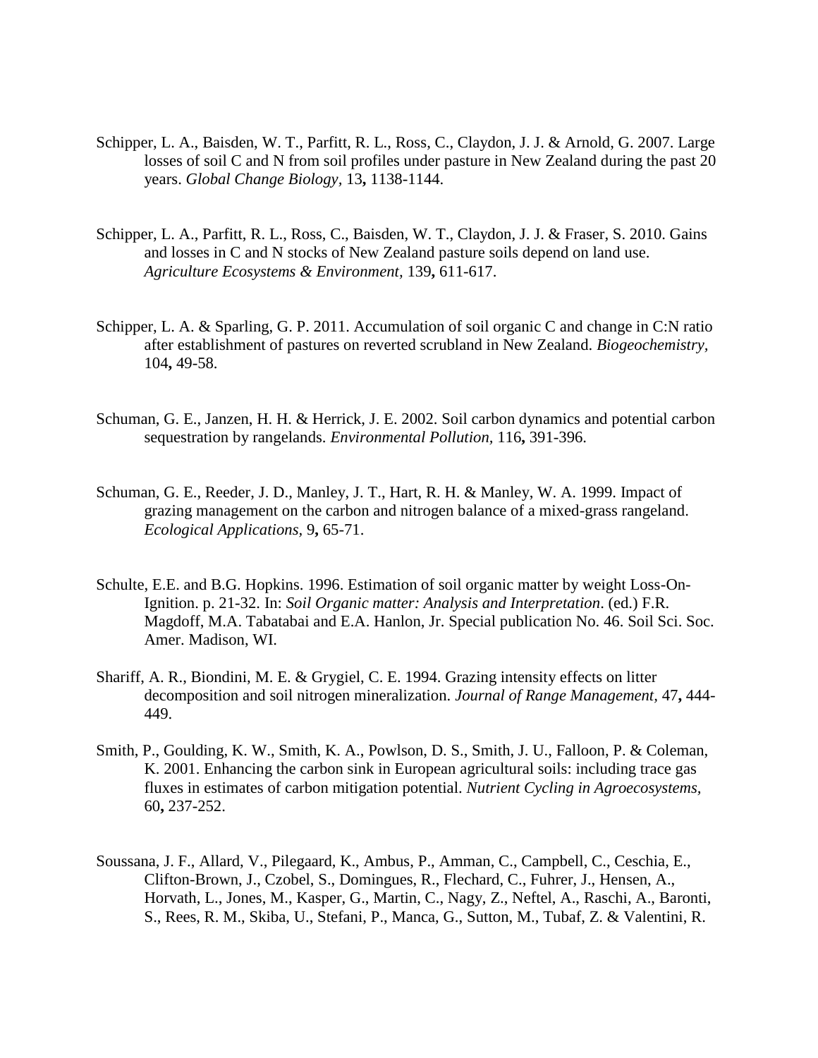Schipper, L. A., Baisden, W. T., Parfitt, R. L., Ross, C., Claydon, J. J. & Arnold, G. 2007. Large losses of soil C and N from soil profiles under pasture in New Zealand during the past 20 years. *Global Change Biology,* 13**,** 1138-1144.

Schipper, L. A., Parfitt, R. L., Ross, C., Baisden, W. T., Claydon, J. J. & Fraser, S. 2010. Gains and losses in C and N stocks of New Zealand pasture soils depend on land use. *Agriculture Ecosystems & Environment,* 139**,** 611-617.

Schipper, L. A. & Sparling, G. P. 2011. Accumulation of soil organic C and change in C:N ratio after establishment of pastures on reverted scrubland in New Zealand. *Biogeochemistry,* 104**,** 49-58.

Schuman, G. E., Janzen, H. H. & Herrick, J. E. 2002. Soil carbon dynamics and potential carbon sequestration by rangelands. *Environmental Pollution,* 116**,** 391-396.

Schuman, G. E., Reeder, J. D., Manley, J. T., Hart, R. H. & Manley, W. A. 1999. Impact of grazing management on the carbon and nitrogen balance of a mixed-grass rangeland. *Ecological Applications,* 9**,** 65-71.

Schulte, E.E. and B.G. Hopkins. 1996. Estimation of soil organic matter by weight Loss-On-Ignition. p. 21-32. In: *Soil Organic matter: Analysis and Interpretation*. (ed.) F.R. Magdoff, M.A. Tabatabai and E.A. Hanlon, Jr. Special publication No. 46. Soil Sci. Soc. Amer. Madison, WI.

Shariff, A. R., Biondini, M. E. & Grygiel, C. E. 1994. Grazing intensity effects on litter decomposition and soil nitrogen mineralization. *Journal of Range Management,* 47**,** 444-449.

Smith, P., Goulding, K. W., Smith, K. A., Powlson, D. S., Smith, J. U., Falloon, P. & Coleman, K. 2001. Enhancing the carbon sink in European agricultural soils: including trace gas fluxes in estimates of carbon mitigation potential. *Nutrient Cycling in Agroecosystems,* 60**,** 237-252.

Soussana, J. F., Allard, V., Pilegaard, K., Ambus, P., Amman, C., Campbell, C., Ceschia, E., Clifton-Brown, J., Czobel, S., Domingues, R., Flechard, C., Fuhrer, J., Hensen, A., Horvath, L., Jones, M., Kasper, G., Martin, C., Nagy, Z., Neftel, A., Raschi, A., Baronti, S., Rees, R. M., Skiba, U., Stefani, P., Manca, G., Sutton, M., Tubaf, Z. & Valentini, R.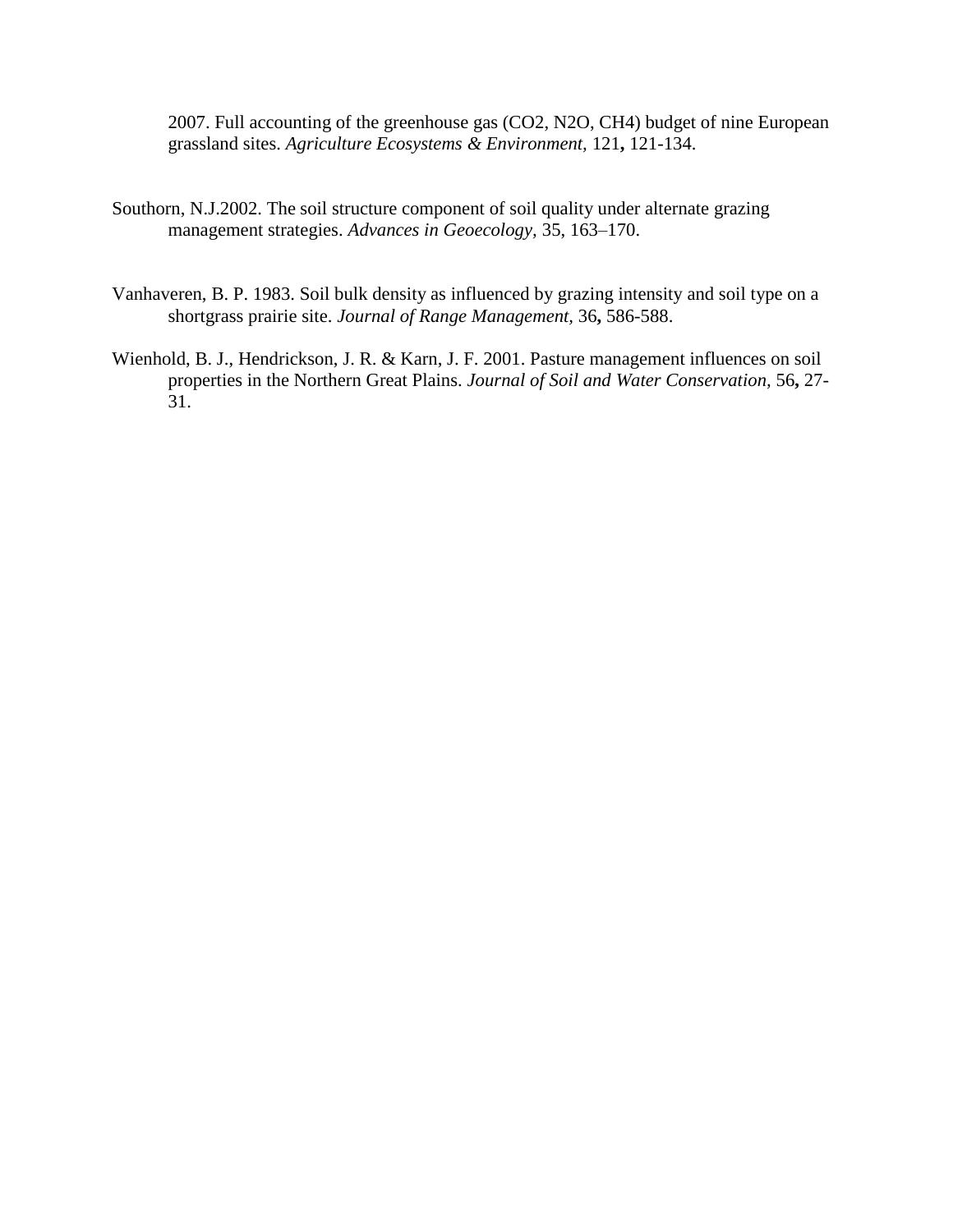2007. Full accounting of the greenhouse gas ($CO_2$, $N_2O$, $CH_4$) budget of nine European grassland sites. *Agriculture Ecosystems & Environment,* 121**,** 121-134.

Southorn, N.J.2002. The soil structure component of soil quality under alternate grazing management strategies. *Advances in Geoecology,* 35, 163–170.

Vanhaveren, B. P. 1983. Soil bulk density as influenced by grazing intensity and soil type on a shortgrass prairie site. *Journal of Range Management,* 36**,** 586-588.

Wienhold, B. J., Hendrickson, J. R. & Karn, J. F. 2001. Pasture management influences on soil properties in the Northern Great Plains. *Journal of Soil and Water Conservation,* 56**,** 27-31.